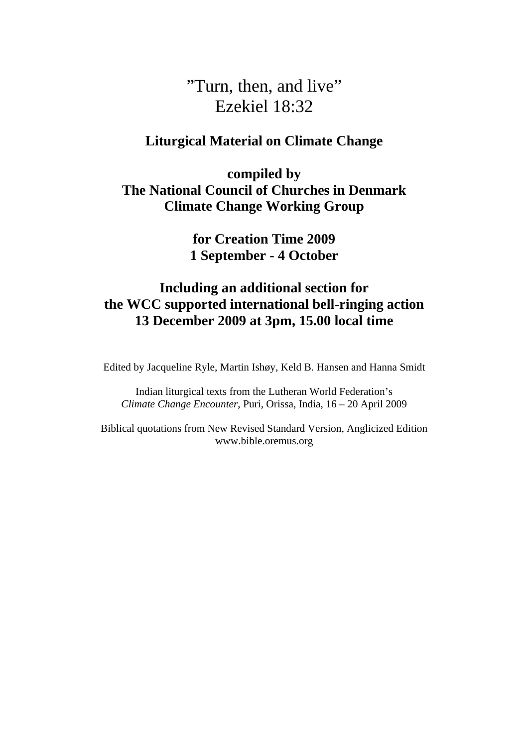# ”Turn, then, and live”
# Ezekiel 18:32

**Liturgical Material on Climate Change**

**compiled by**
**The National Council of Churches in Denmark**
**Climate Change Working Group**

**for Creation Time 2009**
**1 September - 4 October**

**Including an additional section for**
**the WCC supported international bell-ringing action**
**13 December 2009 at 3pm, 15.00 local time**

Edited by Jacqueline Ryle, Martin Ishøy, Keld B. Hansen and Hanna Smidt

Indian liturgical texts from the Lutheran World Federation’s
*Climate Change Encounter*, Puri, Orissa, India, 16 – 20 April 2009

Biblical quotations from New Revised Standard Version, Anglicized Edition
www.bible.oremus.org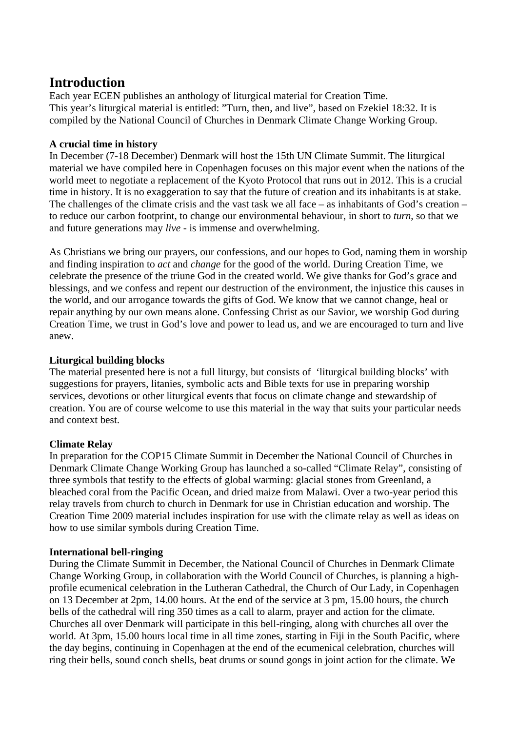# Introduction

Each year ECEN publishes an anthology of liturgical material for Creation Time.
This year's liturgical material is entitled: "Turn, then, and live", based on Ezekiel 18:32. It is compiled by the National Council of Churches in Denmark Climate Change Working Group.

**A crucial time in history**

In December (7-18 December) Denmark will host the 15th UN Climate Summit. The liturgical material we have compiled here in Copenhagen focuses on this major event when the nations of the world meet to negotiate a replacement of the Kyoto Protocol that runs out in 2012. This is a crucial time in history. It is no exaggeration to say that the future of creation and its inhabitants is at stake. The challenges of the climate crisis and the vast task we all face – as inhabitants of God's creation – to reduce our carbon footprint, to change our environmental behaviour, in short to *turn*, so that we and future generations may *live* - is immense and overwhelming.

As Christians we bring our prayers, our confessions, and our hopes to God, naming them in worship and finding inspiration to *act* and *change* for the good of the world. During Creation Time, we celebrate the presence of the triune God in the created world. We give thanks for God's grace and blessings, and we confess and repent our destruction of the environment, the injustice this causes in the world, and our arrogance towards the gifts of God. We know that we cannot change, heal or repair anything by our own means alone. Confessing Christ as our Savior, we worship God during Creation Time, we trust in God's love and power to lead us, and we are encouraged to turn and live anew.

**Liturgical building blocks**

The material presented here is not a full liturgy, but consists of 'liturgical building blocks' with suggestions for prayers, litanies, symbolic acts and Bible texts for use in preparing worship services, devotions or other liturgical events that focus on climate change and stewardship of creation. You are of course welcome to use this material in the way that suits your particular needs and context best.

**Climate Relay**

In preparation for the COP15 Climate Summit in December the National Council of Churches in Denmark Climate Change Working Group has launched a so-called "Climate Relay", consisting of three symbols that testify to the effects of global warming: glacial stones from Greenland, a bleached coral from the Pacific Ocean, and dried maize from Malawi. Over a two-year period this relay travels from church to church in Denmark for use in Christian education and worship. The Creation Time 2009 material includes inspiration for use with the climate relay as well as ideas on how to use similar symbols during Creation Time.

**International bell-ringing**

During the Climate Summit in December, the National Council of Churches in Denmark Climate Change Working Group, in collaboration with the World Council of Churches, is planning a high-profile ecumenical celebration in the Lutheran Cathedral, the Church of Our Lady, in Copenhagen on 13 December at 2pm, 14.00 hours. At the end of the service at 3 pm, 15.00 hours, the church bells of the cathedral will ring 350 times as a call to alarm, prayer and action for the climate. Churches all over Denmark will participate in this bell-ringing, along with churches all over the world. At 3pm, 15.00 hours local time in all time zones, starting in Fiji in the South Pacific, where the day begins, continuing in Copenhagen at the end of the ecumenical celebration, churches will ring their bells, sound conch shells, beat drums or sound gongs in joint action for the climate. We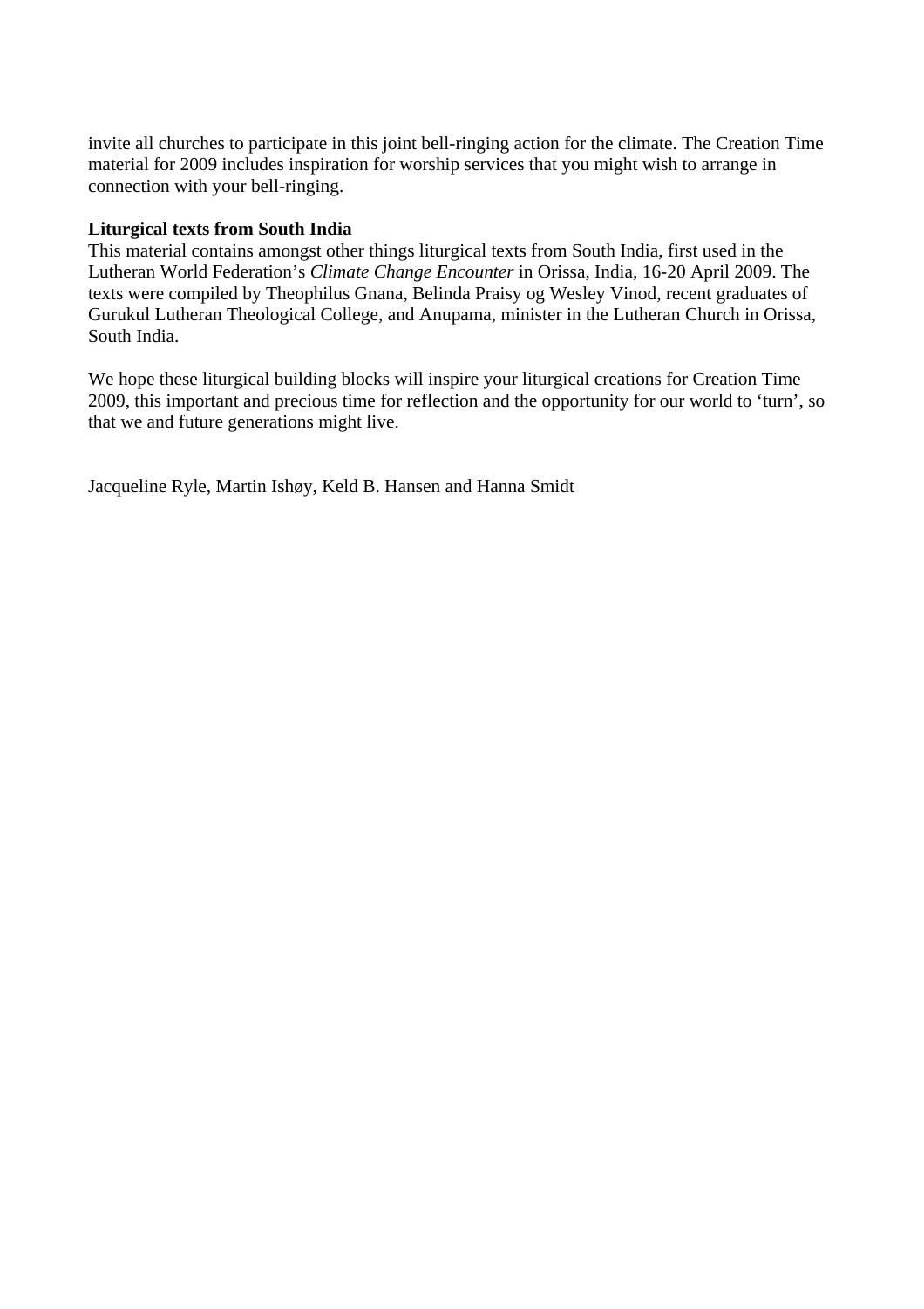invite all churches to participate in this joint bell-ringing action for the climate. The Creation Time material for 2009 includes inspiration for worship services that you might wish to arrange in connection with your bell-ringing.

**Liturgical texts from South India**

This material contains amongst other things liturgical texts from South India, first used in the Lutheran World Federation's *Climate Change Encounter* in Orissa, India, 16-20 April 2009. The texts were compiled by Theophilus Gnana, Belinda Praisy og Wesley Vinod, recent graduates of Gurukul Lutheran Theological College, and Anupama, minister in the Lutheran Church in Orissa, South India.

We hope these liturgical building blocks will inspire your liturgical creations for Creation Time 2009, this important and precious time for reflection and the opportunity for our world to 'turn', so that we and future generations might live.

Jacqueline Ryle, Martin Ishøy, Keld B. Hansen and Hanna Smidt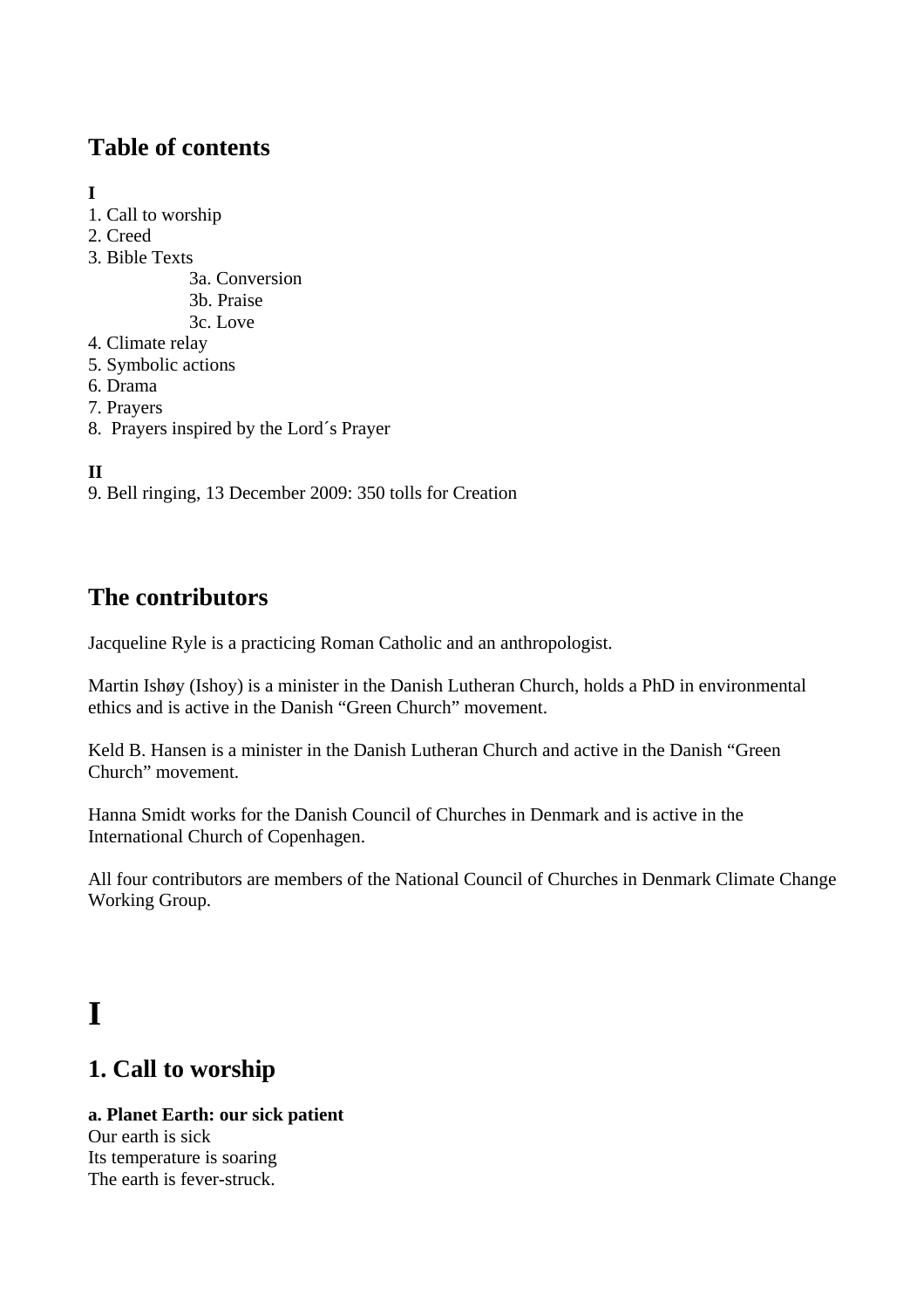## Table of contents

**I**

1. Call to worship
2. Creed
3. Bible Texts
    - 3a. Conversion
    - 3b. Praise
    - 3c. Love
4. Climate relay
5. Symbolic actions
6. Drama
7. Prayers
8. Prayers inspired by the Lord´s Prayer

**II**

9. Bell ringing, 13 December 2009: 350 tolls for Creation

## The contributors

Jacqueline Ryle is a practicing Roman Catholic and an anthropologist.

Martin Ishøy (Ishoy) is a minister in the Danish Lutheran Church, holds a PhD in environmental ethics and is active in the Danish "Green Church" movement.

Keld B. Hansen is a minister in the Danish Lutheran Church and active in the Danish "Green Church" movement.

Hanna Smidt works for the Danish Council of Churches in Denmark and is active in the International Church of Copenhagen.

All four contributors are members of the National Council of Churches in Denmark Climate Change Working Group.

# I

## 1. Call to worship

**a. Planet Earth: our sick patient**

Our earth is sick
Its temperature is soaring
The earth is fever-struck.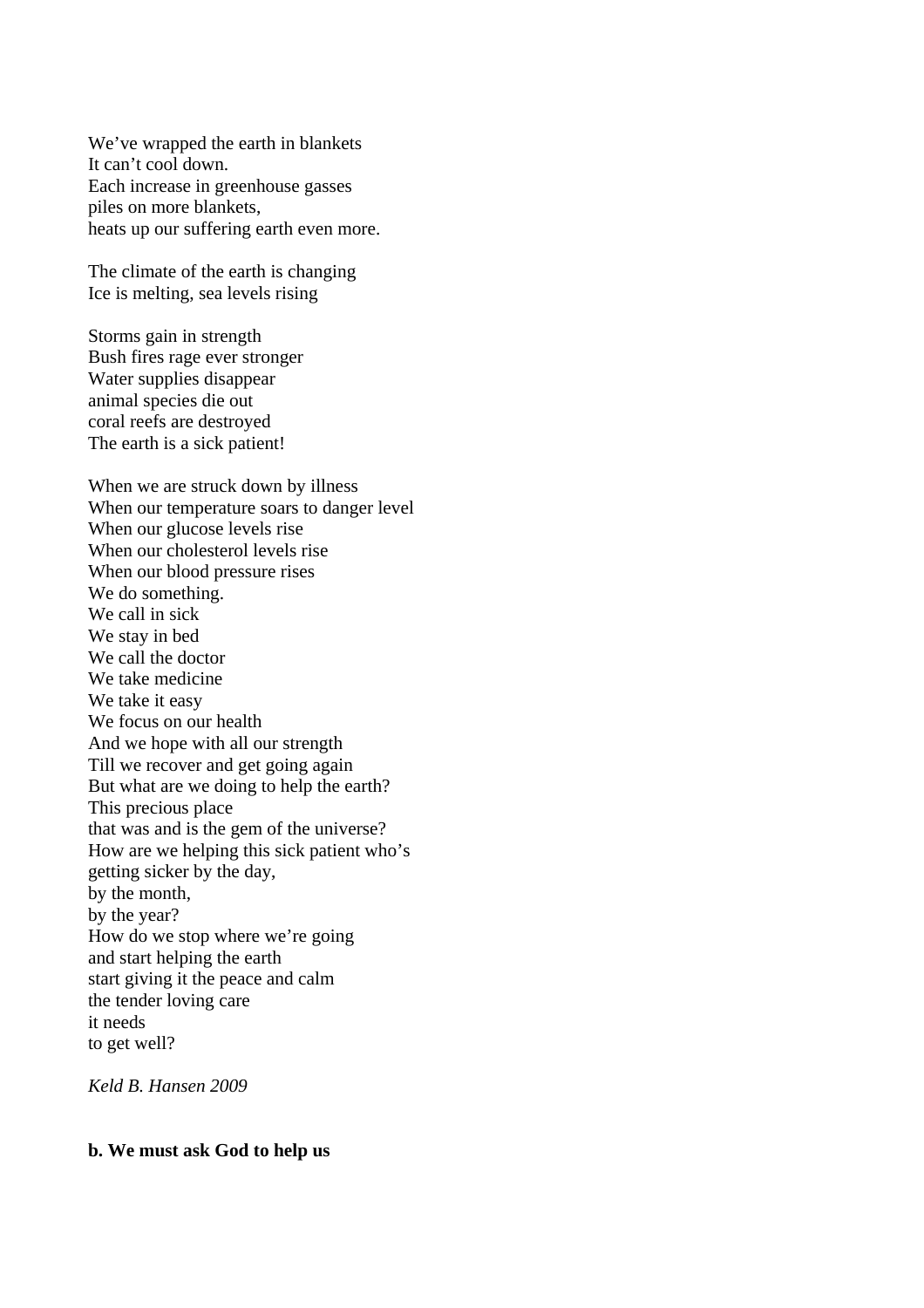We've wrapped the earth in blankets
It can't cool down.
Each increase in greenhouse gasses
piles on more blankets,
heats up our suffering earth even more.

The climate of the earth is changing
Ice is melting, sea levels rising

Storms gain in strength
Bush fires rage ever stronger
Water supplies disappear
animal species die out
coral reefs are destroyed
The earth is a sick patient!

When we are struck down by illness
When our temperature soars to danger level
When our glucose levels rise
When our cholesterol levels rise
When our blood pressure rises
We do something.
We call in sick
We stay in bed
We call the doctor
We take medicine
We take it easy
We focus on our health
And we hope with all our strength
Till we recover and get going again
But what are we doing to help the earth?
This precious place
that was and is the gem of the universe?
How are we helping this sick patient who's
getting sicker by the day,
by the month,
by the year?
How do we stop where we're going
and start helping the earth
start giving it the peace and calm
the tender loving care
it needs
to get well?

*Keld B. Hansen 2009*

**b. We must ask God to help us**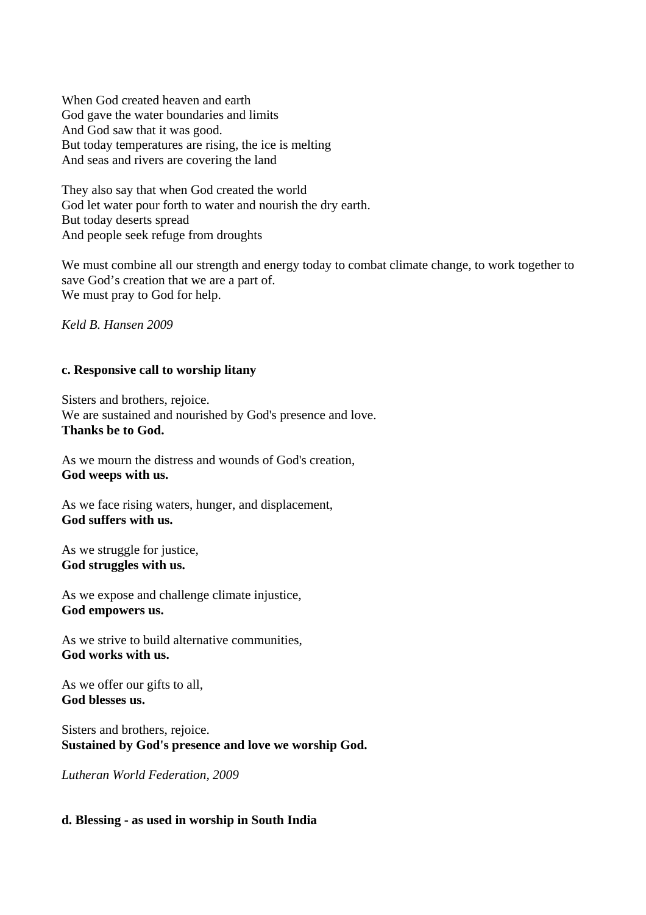When God created heaven and earth
God gave the water boundaries and limits
And God saw that it was good.
But today temperatures are rising, the ice is melting
And seas and rivers are covering the land

They also say that when God created the world
God let water pour forth to water and nourish the dry earth.
But today deserts spread
And people seek refuge from droughts

We must combine all our strength and energy today to combat climate change, to work together to save God's creation that we are a part of.
We must pray to God for help.

*Keld B. Hansen 2009*

**c. Responsive call to worship litany**

Sisters and brothers, rejoice.
We are sustained and nourished by God's presence and love.
**Thanks be to God.**

As we mourn the distress and wounds of God's creation,
**God weeps with us.**

As we face rising waters, hunger, and displacement,
**God suffers with us.**

As we struggle for justice,
**God struggles with us.**

As we expose and challenge climate injustice,
**God empowers us.**

As we strive to build alternative communities,
**God works with us.**

As we offer our gifts to all,
**God blesses us.**

Sisters and brothers, rejoice.
**Sustained by God's presence and love we worship God.**

*Lutheran World Federation, 2009*

**d. Blessing - as used in worship in South India**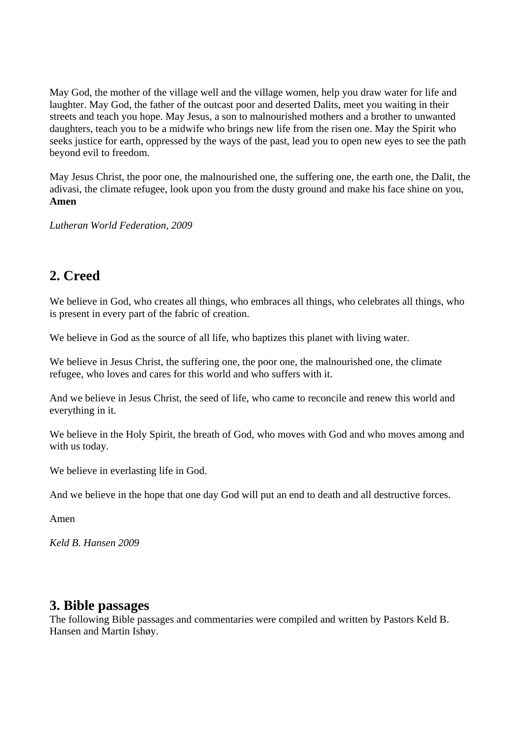May God, the mother of the village well and the village women, help you draw water for life and laughter. May God, the father of the outcast poor and deserted Dalits, meet you waiting in their streets and teach you hope. May Jesus, a son to malnourished mothers and a brother to unwanted daughters, teach you to be a midwife who brings new life from the risen one. May the Spirit who seeks justice for earth, oppressed by the ways of the past, lead you to open new eyes to see the path beyond evil to freedom.

May Jesus Christ, the poor one, the malnourished one, the suffering one, the earth one, the Dalit, the adivasi, the climate refugee, look upon you from the dusty ground and make his face shine on you, **Amen**

*Lutheran World Federation, 2009*

## 2. Creed

We believe in God, who creates all things, who embraces all things, who celebrates all things, who is present in every part of the fabric of creation.

We believe in God as the source of all life, who baptizes this planet with living water.

We believe in Jesus Christ, the suffering one, the poor one, the malnourished one, the climate refugee, who loves and cares for this world and who suffers with it.

And we believe in Jesus Christ, the seed of life, who came to reconcile and renew this world and everything in it.

We believe in the Holy Spirit, the breath of God, who moves with God and who moves among and with us today.

We believe in everlasting life in God.

And we believe in the hope that one day God will put an end to death and all destructive forces.

Amen

*Keld B. Hansen 2009*

## 3. Bible passages

The following Bible passages and commentaries were compiled and written by Pastors Keld B. Hansen and Martin Ishøy.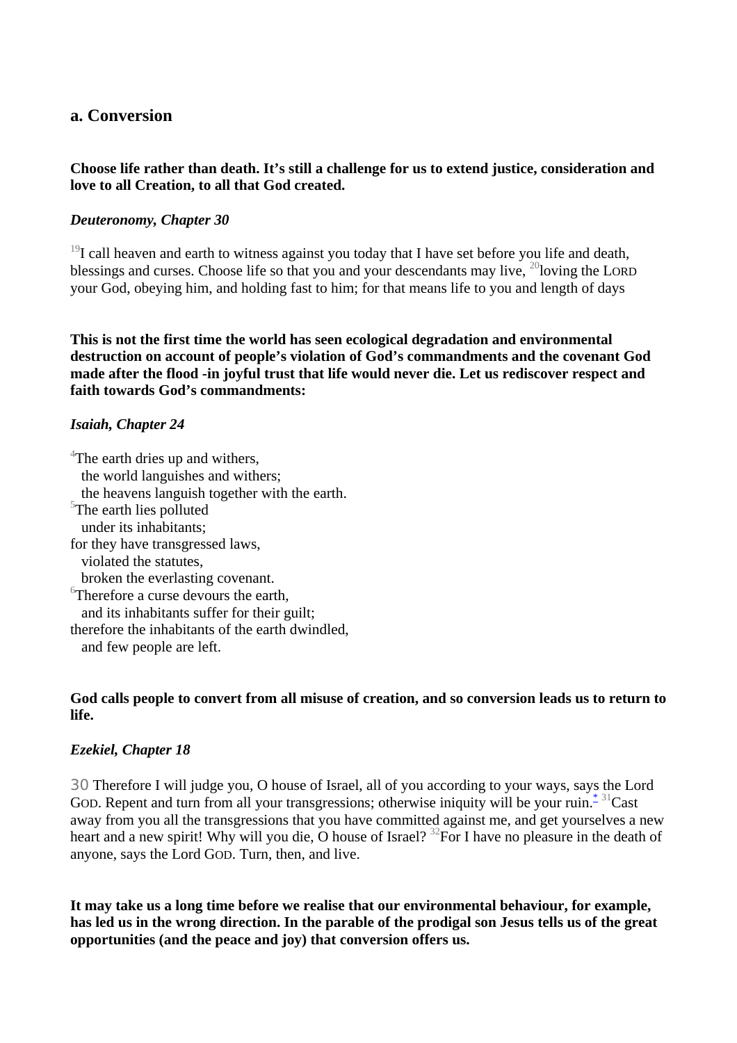### a. Conversion

**Choose life rather than death. It’s still a challenge for us to extend justice, consideration and love to all Creation, to all that God created.**

***Deuteronomy, Chapter 30***

[19]I call heaven and earth to witness against you today that I have set before you life and death, blessings and curses. Choose life so that you and your descendants may live, [20]loving the LORD your God, obeying him, and holding fast to him; for that means life to you and length of days

**This is not the first time the world has seen ecological degradation and environmental destruction on account of people’s violation of God’s commandments and the covenant God made after the flood -in joyful trust that life would never die. Let us rediscover respect and faith towards God’s commandments:**

***Isaiah, Chapter 24***

[4]The earth dries up and withers,  
the world languishes and withers;  
the heavens languish together with the earth.  
[5]The earth lies polluted  
under its inhabitants;  
for they have transgressed laws,  
violated the statutes,  
broken the everlasting covenant.  
[6]Therefore a curse devours the earth,  
and its inhabitants suffer for their guilt;  
therefore the inhabitants of the earth dwindled,  
and few people are left.

**God calls people to convert from all misuse of creation, and so conversion leads us to return to life.**

***Ezekiel, Chapter 18***

30 Therefore I will judge you, O house of Israel, all of you according to your ways, says the Lord GOD. Repent and turn from all your transgressions; otherwise iniquity will be your ruin.* [31]Cast away from you all the transgressions that you have committed against me, and get yourselves a new heart and a new spirit! Why will you die, O house of Israel? [32]For I have no pleasure in the death of anyone, says the Lord GOD. Turn, then, and live.

**It may take us a long time before we realise that our environmental behaviour, for example, has led us in the wrong direction. In the parable of the prodigal son Jesus tells us of the great opportunities (and the peace and joy) that conversion offers us.**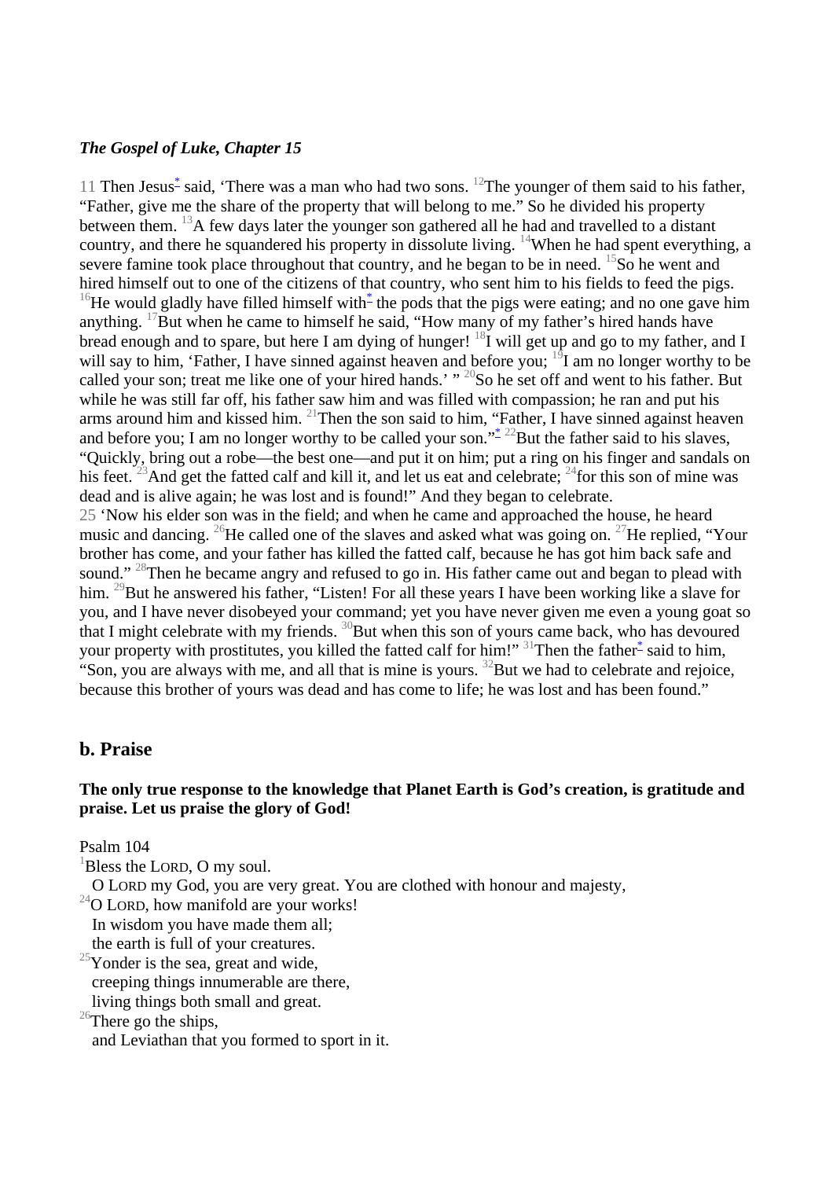***The Gospel of Luke, Chapter 15***

11 Then Jesus* said, 'There was a man who had two sons. [12]The younger of them said to his father, "Father, give me the share of the property that will belong to me." So he divided his property between them. [13]A few days later the younger son gathered all he had and travelled to a distant country, and there he squandered his property in dissolute living. [14]When he had spent everything, a severe famine took place throughout that country, and he began to be in need. [15]So he went and hired himself out to one of the citizens of that country, who sent him to his fields to feed the pigs. [16]He would gladly have filled himself with* the pods that the pigs were eating; and no one gave him anything. [17]But when he came to himself he said, "How many of my father's hired hands have bread enough and to spare, but here I am dying of hunger! [18]I will get up and go to my father, and I will say to him, 'Father, I have sinned against heaven and before you; [19]I am no longer worthy to be called your son; treat me like one of your hired hands.' " [20]So he set off and went to his father. But while he was still far off, his father saw him and was filled with compassion; he ran and put his arms around him and kissed him. [21]Then the son said to him, "Father, I have sinned against heaven and before you; I am no longer worthy to be called your son."* [22]But the father said to his slaves, "Quickly, bring out a robe—the best one—and put it on him; put a ring on his finger and sandals on his feet. [23]And get the fatted calf and kill it, and let us eat and celebrate; [24]for this son of mine was dead and is alive again; he was lost and is found!" And they began to celebrate.

25 'Now his elder son was in the field; and when he came and approached the house, he heard music and dancing. [26]He called one of the slaves and asked what was going on. [27]He replied, "Your brother has come, and your father has killed the fatted calf, because he has got him back safe and sound." [28]Then he became angry and refused to go in. His father came out and began to plead with him. [29]But he answered his father, "Listen! For all these years I have been working like a slave for you, and I have never disobeyed your command; yet you have never given me even a young goat so that I might celebrate with my friends. [30]But when this son of yours came back, who has devoured your property with prostitutes, you killed the fatted calf for him!" [31]Then the father* said to him, "Son, you are always with me, and all that is mine is yours. [32]But we had to celebrate and rejoice, because this brother of yours was dead and has come to life; he was lost and has been found."

## b. Praise

**The only true response to the knowledge that Planet Earth is God's creation, is gratitude and praise. Let us praise the glory of God!**

Psalm 104

[1]Bless the LORD, O my soul.
  O LORD my God, you are very great. You are clothed with honour and majesty,
[24]O LORD, how manifold are your works!
  In wisdom you have made them all;
  the earth is full of your creatures.
[25]Yonder is the sea, great and wide,
  creeping things innumerable are there,
  living things both small and great.
[26]There go the ships,
  and Leviathan that you formed to sport in it.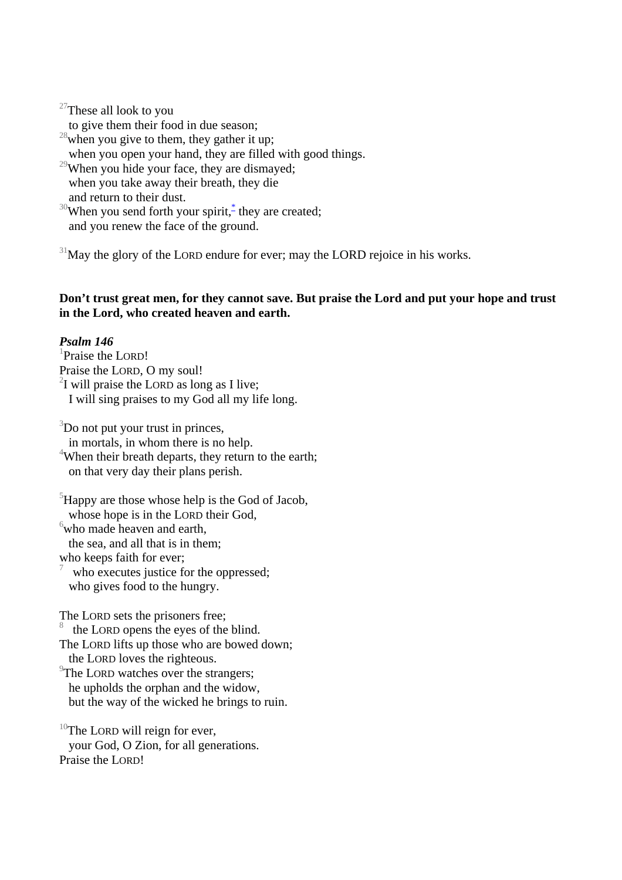[27]These all look to you
to give them their food in due season;
[28]when you give to them, they gather it up;
when you open your hand, they are filled with good things.
[29]When you hide your face, they are dismayed;
when you take away their breath, they die
and return to their dust.
[30]When you send forth your spirit,* they are created;
and you renew the face of the ground.

[31]May the glory of the LORD endure for ever; may the LORD rejoice in his works.

**Don't trust great men, for they cannot save. But praise the Lord and put your hope and trust in the Lord, who created heaven and earth.**

***Psalm 146***
[1]Praise the LORD!
Praise the LORD, O my soul!
[2]I will praise the LORD as long as I live;
I will sing praises to my God all my life long.

[3]Do not put your trust in princes,
in mortals, in whom there is no help.
[4]When their breath departs, they return to the earth;
on that very day their plans perish.

[5]Happy are those whose help is the God of Jacob,
whose hope is in the LORD their God,
[6]who made heaven and earth,
the sea, and all that is in them;
who keeps faith for ever;
[7] who executes justice for the oppressed;
who gives food to the hungry.

The LORD sets the prisoners free;
[8] the LORD opens the eyes of the blind.
The LORD lifts up those who are bowed down;
the LORD loves the righteous.
[9]The LORD watches over the strangers;
he upholds the orphan and the widow,
but the way of the wicked he brings to ruin.

[10]The LORD will reign for ever,
your God, O Zion, for all generations.
Praise the LORD!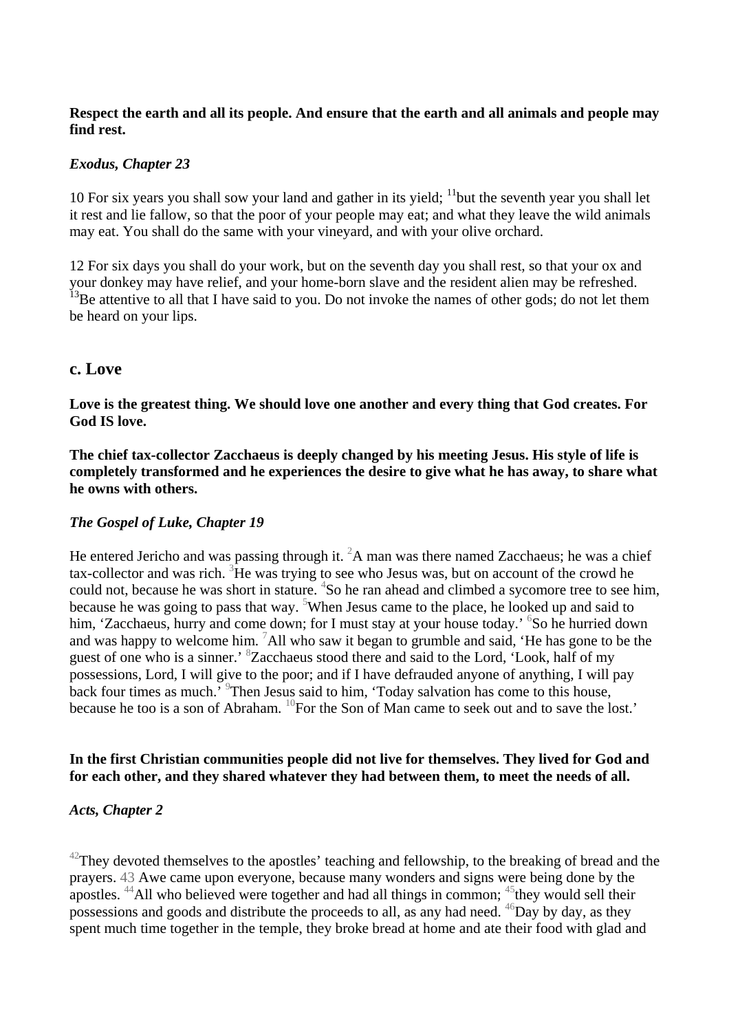**Respect the earth and all its people. And ensure that the earth and all animals and people may find rest.**

***Exodus, Chapter 23***

10 For six years you shall sow your land and gather in its yield; [11]but the seventh year you shall let it rest and lie fallow, so that the poor of your people may eat; and what they leave the wild animals may eat. You shall do the same with your vineyard, and with your olive orchard.

12 For six days you shall do your work, but on the seventh day you shall rest, so that your ox and your donkey may have relief, and your home-born slave and the resident alien may be refreshed. [13]Be attentive to all that I have said to you. Do not invoke the names of other gods; do not let them be heard on your lips.

## c. Love

**Love is the greatest thing. We should love one another and every thing that God creates. For God IS love.**

**The chief tax-collector Zacchaeus is deeply changed by his meeting Jesus. His style of life is completely transformed and he experiences the desire to give what he has away, to share what he owns with others.**

***The Gospel of Luke, Chapter 19***

He entered Jericho and was passing through it. [2]A man was there named Zacchaeus; he was a chief tax-collector and was rich. [3]He was trying to see who Jesus was, but on account of the crowd he could not, because he was short in stature. [4]So he ran ahead and climbed a sycomore tree to see him, because he was going to pass that way. [5]When Jesus came to the place, he looked up and said to him, 'Zacchaeus, hurry and come down; for I must stay at your house today.' [6]So he hurried down and was happy to welcome him. [7]All who saw it began to grumble and said, 'He has gone to be the guest of one who is a sinner.' [8]Zacchaeus stood there and said to the Lord, 'Look, half of my possessions, Lord, I will give to the poor; and if I have defrauded anyone of anything, I will pay back four times as much.' [9]Then Jesus said to him, 'Today salvation has come to this house, because he too is a son of Abraham. [10]For the Son of Man came to seek out and to save the lost.'

**In the first Christian communities people did not live for themselves. They lived for God and for each other, and they shared whatever they had between them, to meet the needs of all.**

***Acts, Chapter 2***

[42]They devoted themselves to the apostles' teaching and fellowship, to the breaking of bread and the prayers. 43 Awe came upon everyone, because many wonders and signs were being done by the apostles. [44]All who believed were together and had all things in common; [45]they would sell their possessions and goods and distribute the proceeds to all, as any had need. [46]Day by day, as they spent much time together in the temple, they broke bread at home and ate their food with glad and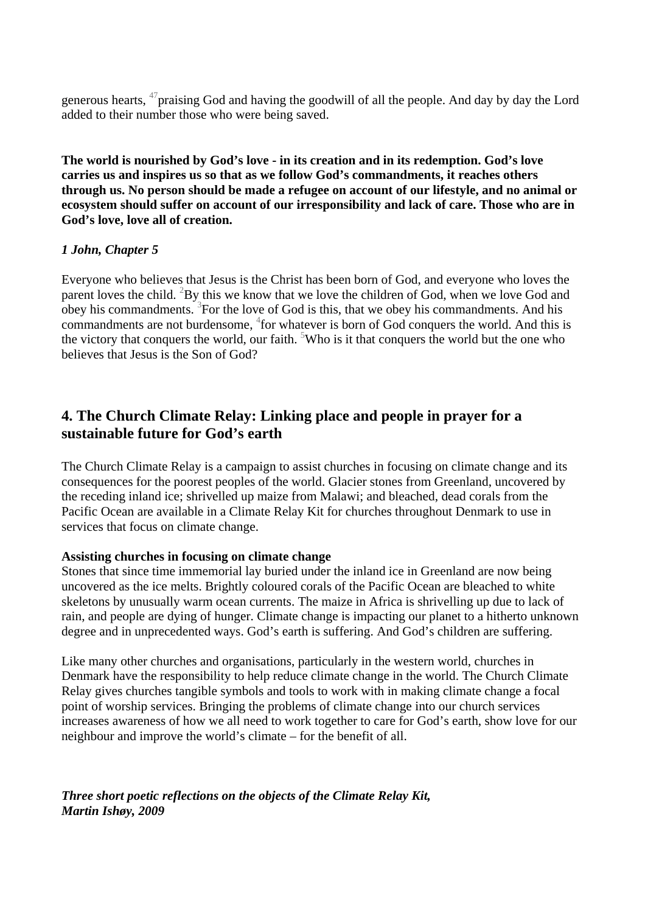generous hearts, [47]praising God and having the goodwill of all the people. And day by day the Lord added to their number those who were being saved.

**The world is nourished by God's love - in its creation and in its redemption. God's love carries us and inspires us so that as we follow God's commandments, it reaches others through us. No person should be made a refugee on account of our lifestyle, and no animal or ecosystem should suffer on account of our irresponsibility and lack of care. Those who are in God's love, love all of creation.**

***1 John, Chapter 5***

Everyone who believes that Jesus is the Christ has been born of God, and everyone who loves the parent loves the child. [2]By this we know that we love the children of God, when we love God and obey his commandments. [3]For the love of God is this, that we obey his commandments. And his commandments are not burdensome, [4]for whatever is born of God conquers the world. And this is the victory that conquers the world, our faith. [5]Who is it that conquers the world but the one who believes that Jesus is the Son of God?

## 4. The Church Climate Relay: Linking place and people in prayer for a sustainable future for God's earth

The Church Climate Relay is a campaign to assist churches in focusing on climate change and its consequences for the poorest peoples of the world. Glacier stones from Greenland, uncovered by the receding inland ice; shrivelled up maize from Malawi; and bleached, dead corals from the Pacific Ocean are available in a Climate Relay Kit for churches throughout Denmark to use in services that focus on climate change.

**Assisting churches in focusing on climate change**

Stones that since time immemorial lay buried under the inland ice in Greenland are now being uncovered as the ice melts. Brightly coloured corals of the Pacific Ocean are bleached to white skeletons by unusually warm ocean currents. The maize in Africa is shrivelling up due to lack of rain, and people are dying of hunger. Climate change is impacting our planet to a hitherto unknown degree and in unprecedented ways. God's earth is suffering. And God's children are suffering.

Like many other churches and organisations, particularly in the western world, churches in Denmark have the responsibility to help reduce climate change in the world. The Church Climate Relay gives churches tangible symbols and tools to work with in making climate change a focal point of worship services. Bringing the problems of climate change into our church services increases awareness of how we all need to work together to care for God's earth, show love for our neighbour and improve the world's climate – for the benefit of all.

***Three short poetic reflections on the objects of the Climate Relay Kit,***
***Martin Ishøy, 2009***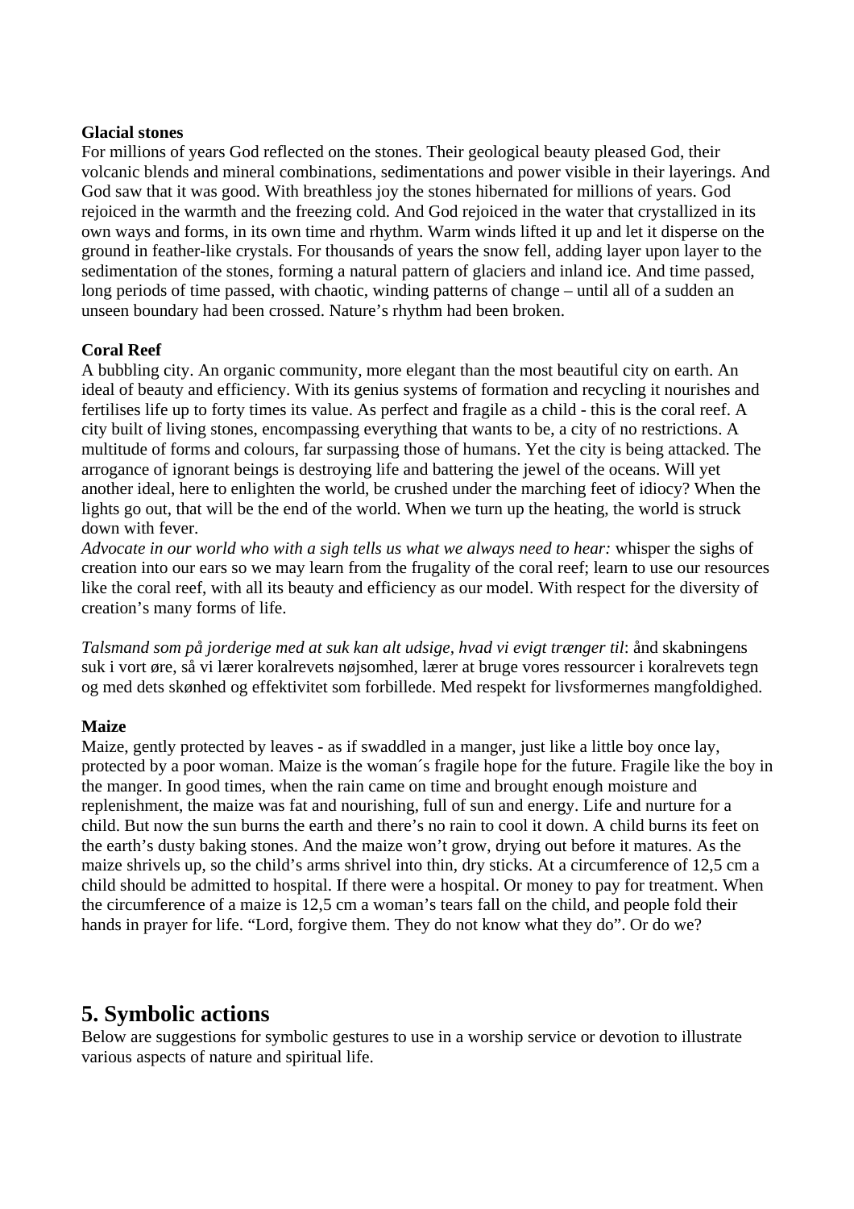**Glacial stones**
For millions of years God reflected on the stones. Their geological beauty pleased God, their volcanic blends and mineral combinations, sedimentations and power visible in their layerings. And God saw that it was good. With breathless joy the stones hibernated for millions of years. God rejoiced in the warmth and the freezing cold. And God rejoiced in the water that crystallized in its own ways and forms, in its own time and rhythm. Warm winds lifted it up and let it disperse on the ground in feather-like crystals. For thousands of years the snow fell, adding layer upon layer to the sedimentation of the stones, forming a natural pattern of glaciers and inland ice. And time passed, long periods of time passed, with chaotic, winding patterns of change – until all of a sudden an unseen boundary had been crossed. Nature's rhythm had been broken.

**Coral Reef**
A bubbling city. An organic community, more elegant than the most beautiful city on earth. An ideal of beauty and efficiency. With its genius systems of formation and recycling it nourishes and fertilises life up to forty times its value. As perfect and fragile as a child - this is the coral reef. A city built of living stones, encompassing everything that wants to be, a city of no restrictions. A multitude of forms and colours, far surpassing those of humans. Yet the city is being attacked. The arrogance of ignorant beings is destroying life and battering the jewel of the oceans. Will yet another ideal, here to enlighten the world, be crushed under the marching feet of idiocy? When the lights go out, that will be the end of the world. When we turn up the heating, the world is struck down with fever.
*Advocate in our world who with a sigh tells us what we always need to hear:* whisper the sighs of creation into our ears so we may learn from the frugality of the coral reef; learn to use our resources like the coral reef, with all its beauty and efficiency as our model. With respect for the diversity of creation's many forms of life.

*Talsmand som på jorderige med at suk kan alt udsige, hvad vi evigt trænger til*: ånd skabningens suk i vort øre, så vi lærer koralrevets nøjsomhed, lærer at bruge vores ressourcer i koralrevets tegn og med dets skønhed og effektivitet som forbillede. Med respekt for livsformernes mangfoldighed.

**Maize**
Maize, gently protected by leaves - as if swaddled in a manger, just like a little boy once lay, protected by a poor woman. Maize is the woman´s fragile hope for the future. Fragile like the boy in the manger. In good times, when the rain came on time and brought enough moisture and replenishment, the maize was fat and nourishing, full of sun and energy. Life and nurture for a child. But now the sun burns the earth and there's no rain to cool it down. A child burns its feet on the earth's dusty baking stones. And the maize won't grow, drying out before it matures. As the maize shrivels up, so the child's arms shrivel into thin, dry sticks. At a circumference of 12,5 cm a child should be admitted to hospital. If there were a hospital. Or money to pay for treatment. When the circumference of a maize is 12,5 cm a woman's tears fall on the child, and people fold their hands in prayer for life. "Lord, forgive them. They do not know what they do". Or do we?

## 5. Symbolic actions

Below are suggestions for symbolic gestures to use in a worship service or devotion to illustrate various aspects of nature and spiritual life.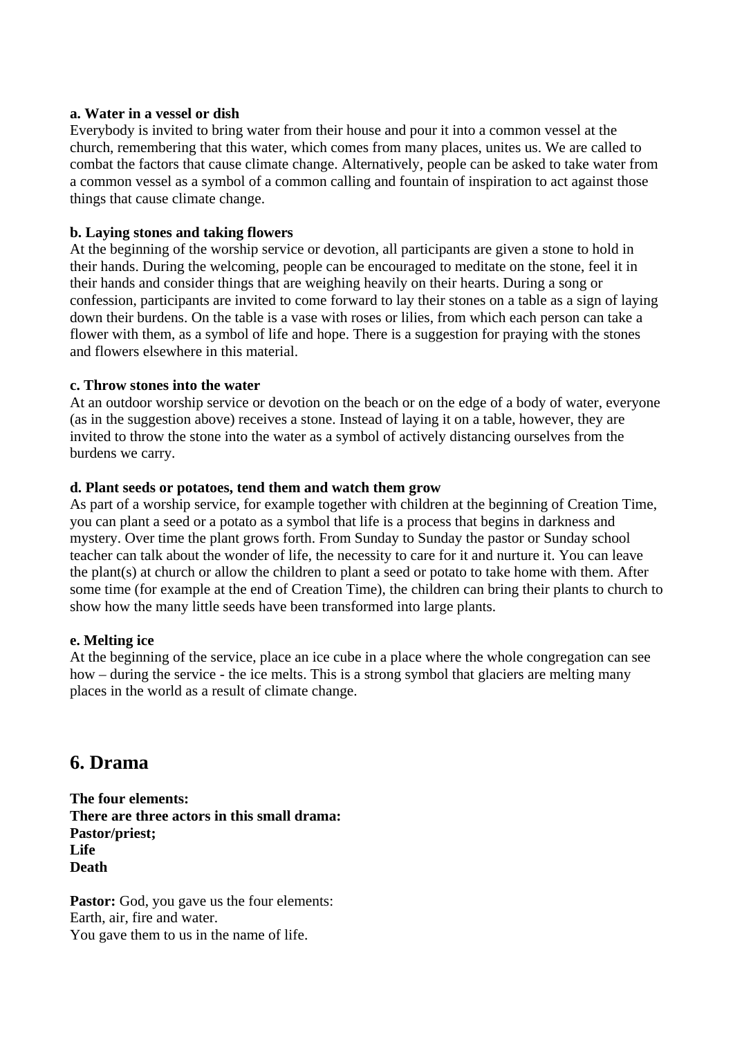**a. Water in a vessel or dish**
Everybody is invited to bring water from their house and pour it into a common vessel at the church, remembering that this water, which comes from many places, unites us. We are called to combat the factors that cause climate change. Alternatively, people can be asked to take water from a common vessel as a symbol of a common calling and fountain of inspiration to act against those things that cause climate change.

**b. Laying stones and taking flowers**
At the beginning of the worship service or devotion, all participants are given a stone to hold in their hands. During the welcoming, people can be encouraged to meditate on the stone, feel it in their hands and consider things that are weighing heavily on their hearts. During a song or confession, participants are invited to come forward to lay their stones on a table as a sign of laying down their burdens. On the table is a vase with roses or lilies, from which each person can take a flower with them, as a symbol of life and hope. There is a suggestion for praying with the stones and flowers elsewhere in this material.

**c. Throw stones into the water**
At an outdoor worship service or devotion on the beach or on the edge of a body of water, everyone (as in the suggestion above) receives a stone. Instead of laying it on a table, however, they are invited to throw the stone into the water as a symbol of actively distancing ourselves from the burdens we carry.

**d. Plant seeds or potatoes, tend them and watch them grow**
As part of a worship service, for example together with children at the beginning of Creation Time, you can plant a seed or a potato as a symbol that life is a process that begins in darkness and mystery. Over time the plant grows forth. From Sunday to Sunday the pastor or Sunday school teacher can talk about the wonder of life, the necessity to care for it and nurture it. You can leave the plant(s) at church or allow the children to plant a seed or potato to take home with them. After some time (for example at the end of Creation Time), the children can bring their plants to church to show how the many little seeds have been transformed into large plants.

**e. Melting ice**
At the beginning of the service, place an ice cube in a place where the whole congregation can see how – during the service - the ice melts. This is a strong symbol that glaciers are melting many places in the world as a result of climate change.

## 6. Drama

**The four elements:**
**There are three actors in this small drama:**
**Pastor/priest;**
**Life**
**Death**

**Pastor:** God, you gave us the four elements:
Earth, air, fire and water.
You gave them to us in the name of life.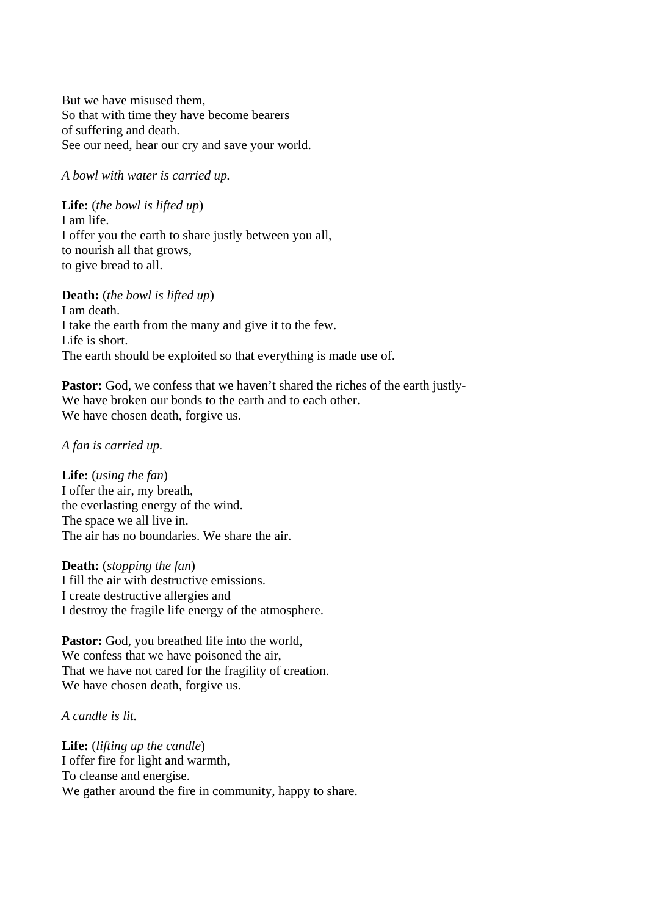But we have misused them,
So that with time they have become bearers
of suffering and death.
See our need, hear our cry and save your world.

*A bowl with water is carried up.*

**Life:** (*the bowl is lifted up*)
I am life.
I offer you the earth to share justly between you all,
to nourish all that grows,
to give bread to all.

**Death:** (*the bowl is lifted up*)
I am death.
I take the earth from the many and give it to the few.
Life is short.
The earth should be exploited so that everything is made use of.

**Pastor:** God, we confess that we haven't shared the riches of the earth justly-
We have broken our bonds to the earth and to each other.
We have chosen death, forgive us.

*A fan is carried up.*

**Life:** (*using the fan*)
I offer the air, my breath,
the everlasting energy of the wind.
The space we all live in.
The air has no boundaries. We share the air.

**Death:** (*stopping the fan*)
I fill the air with destructive emissions.
I create destructive allergies and
I destroy the fragile life energy of the atmosphere.

**Pastor:** God, you breathed life into the world,
We confess that we have poisoned the air,
That we have not cared for the fragility of creation.
We have chosen death, forgive us.

*A candle is lit.*

**Life:** (*lifting up the candle*)
I offer fire for light and warmth,
To cleanse and energise.
We gather around the fire in community, happy to share.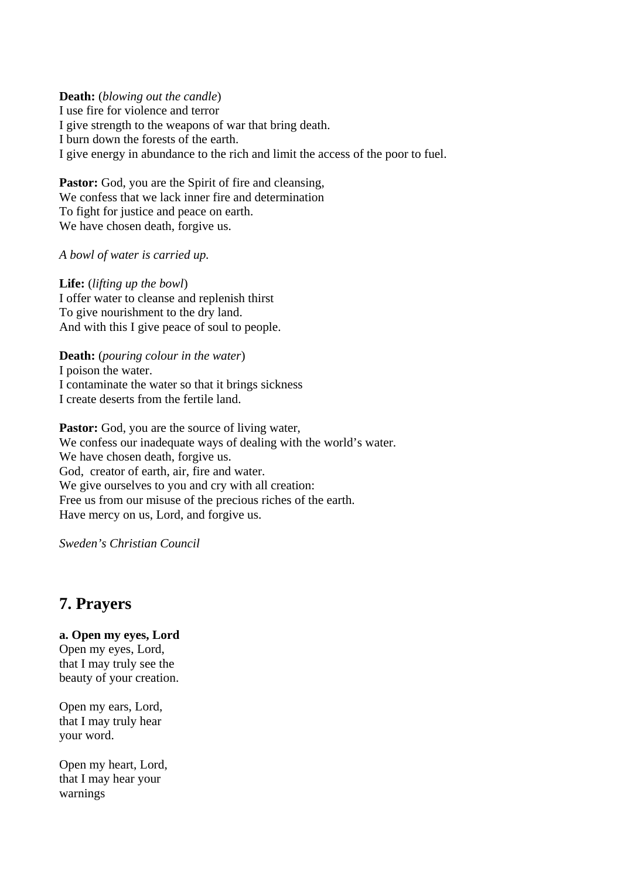**Death:** (*blowing out the candle*)
I use fire for violence and terror
I give strength to the weapons of war that bring death.
I burn down the forests of the earth.
I give energy in abundance to the rich and limit the access of the poor to fuel.

**Pastor:** God, you are the Spirit of fire and cleansing,
We confess that we lack inner fire and determination
To fight for justice and peace on earth.
We have chosen death, forgive us.

*A bowl of water is carried up.*

**Life:** (*lifting up the bowl*)
I offer water to cleanse and replenish thirst
To give nourishment to the dry land.
And with this I give peace of soul to people.

**Death:** (*pouring colour in the water*)
I poison the water.
I contaminate the water so that it brings sickness
I create deserts from the fertile land.

**Pastor:** God, you are the source of living water,
We confess our inadequate ways of dealing with the world's water.
We have chosen death, forgive us.
God, creator of earth, air, fire and water.
We give ourselves to you and cry with all creation:
Free us from our misuse of the precious riches of the earth.
Have mercy on us, Lord, and forgive us.

*Sweden's Christian Council*

## 7. Prayers

**a. Open my eyes, Lord**
Open my eyes, Lord,
that I may truly see the
beauty of your creation.

Open my ears, Lord,
that I may truly hear
your word.

Open my heart, Lord,
that I may hear your
warnings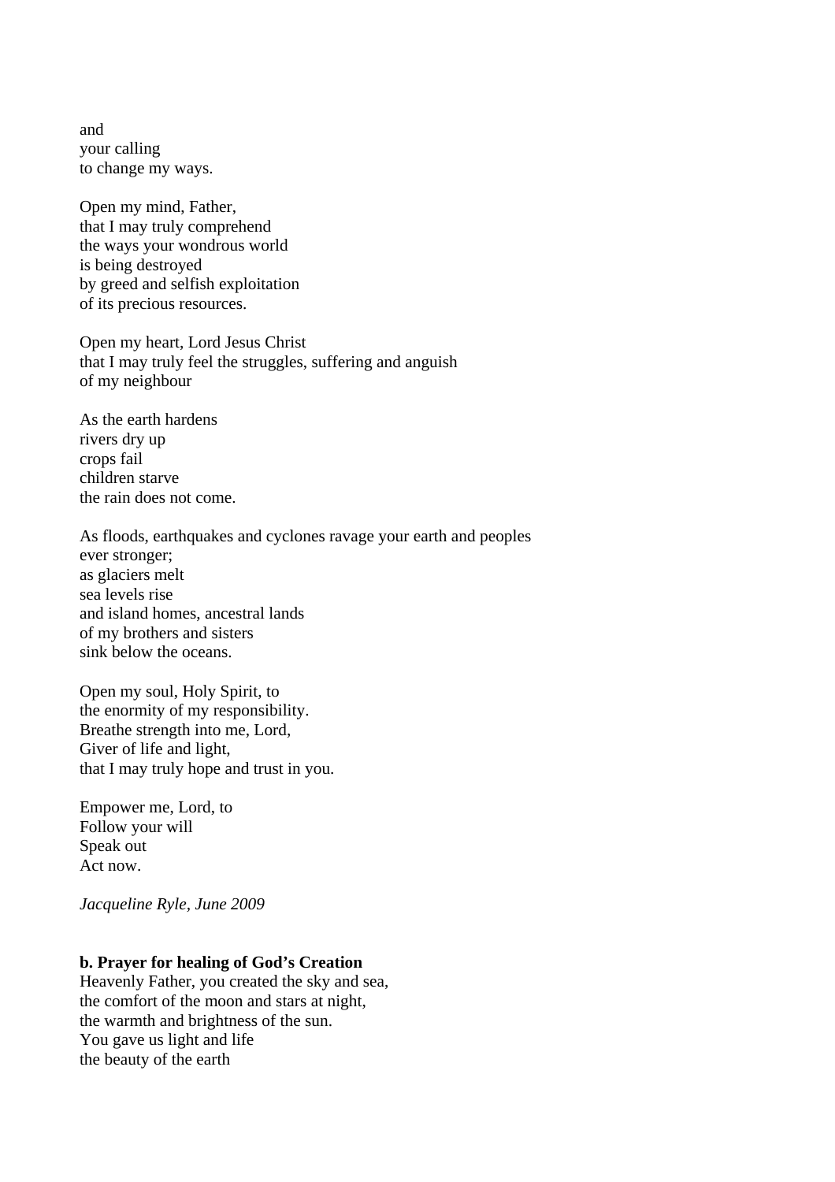and
your calling
to change my ways.

Open my mind, Father,
that I may truly comprehend
the ways your wondrous world
is being destroyed
by greed and selfish exploitation
of its precious resources.

Open my heart, Lord Jesus Christ
that I may truly feel the struggles, suffering and anguish
of my neighbour

As the earth hardens
rivers dry up
crops fail
children starve
the rain does not come.

As floods, earthquakes and cyclones ravage your earth and peoples
ever stronger;
as glaciers melt
sea levels rise
and island homes, ancestral lands
of my brothers and sisters
sink below the oceans.

Open my soul, Holy Spirit, to
the enormity of my responsibility.
Breathe strength into me, Lord,
Giver of life and light,
that I may truly hope and trust in you.

Empower me, Lord, to
Follow your will
Speak out
Act now.

*Jacqueline Ryle, June 2009*

**b. Prayer for healing of God's Creation**

Heavenly Father, you created the sky and sea,
the comfort of the moon and stars at night,
the warmth and brightness of the sun.
You gave us light and life
the beauty of the earth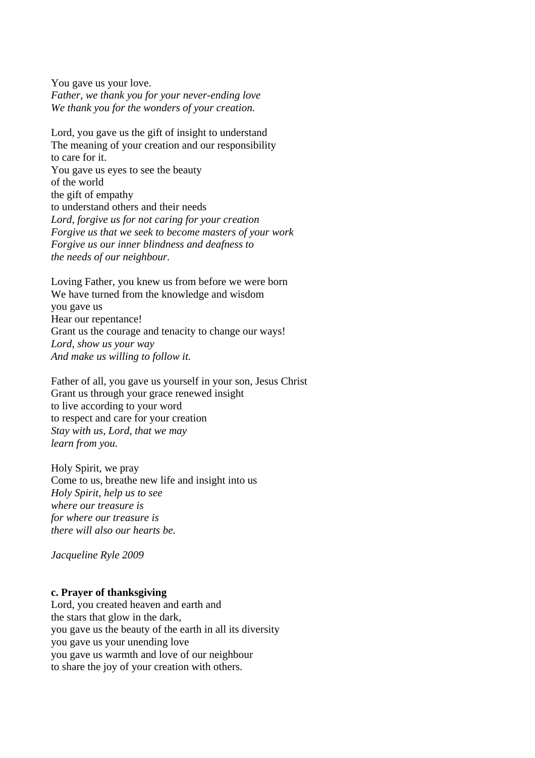You gave us your love.  
*Father, we thank you for your never-ending love*  
*We thank you for the wonders of your creation.*

Lord, you gave us the gift of insight to understand  
The meaning of your creation and our responsibility  
to care for it.  
You gave us eyes to see the beauty  
of the world  
the gift of empathy  
to understand others and their needs  
*Lord, forgive us for not caring for your creation*  
*Forgive us that we seek to become masters of your work*  
*Forgive us our inner blindness and deafness to*  
*the needs of our neighbour.*

Loving Father, you knew us from before we were born  
We have turned from the knowledge and wisdom  
you gave us  
Hear our repentance!  
Grant us the courage and tenacity to change our ways!  
*Lord, show us your way*  
*And make us willing to follow it.*

Father of all, you gave us yourself in your son, Jesus Christ  
Grant us through your grace renewed insight  
to live according to your word  
to respect and care for your creation  
*Stay with us, Lord, that we may*  
*learn from you.*

Holy Spirit, we pray  
Come to us, breathe new life and insight into us  
*Holy Spirit, help us to see*  
*where our treasure is*  
*for where our treasure is*  
*there will also our hearts be.*

*Jacqueline Ryle 2009*

**c. Prayer of thanksgiving**

Lord, you created heaven and earth and  
the stars that glow in the dark,  
you gave us the beauty of the earth in all its diversity  
you gave us your unending love  
you gave us warmth and love of our neighbour  
to share the joy of your creation with others.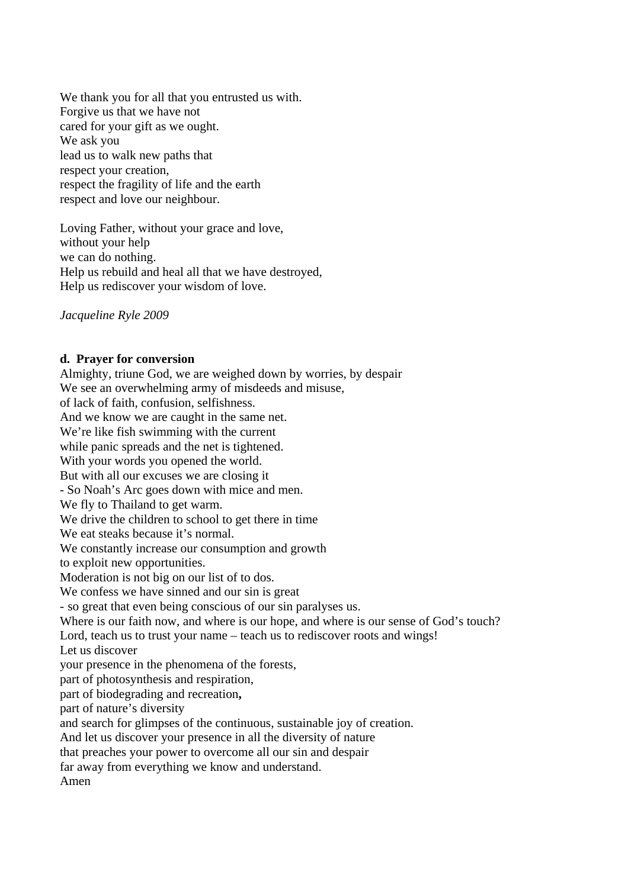We thank you for all that you entrusted us with.  
Forgive us that we have not  
cared for your gift as we ought.  
We ask you  
lead us to walk new paths that  
respect your creation,  
respect the fragility of life and the earth  
respect and love our neighbour.

Loving Father, without your grace and love,  
without your help  
we can do nothing.  
Help us rebuild and heal all that we have destroyed,  
Help us rediscover your wisdom of love.

*Jacqueline Ryle 2009*

**d. Prayer for conversion**

Almighty, triune God, we are weighed down by worries, by despair  
We see an overwhelming army of misdeeds and misuse,  
of lack of faith, confusion, selfishness.  
And we know we are caught in the same net.  
We're like fish swimming with the current  
while panic spreads and the net is tightened.  
With your words you opened the world.  
But with all our excuses we are closing it  
- So Noah's Arc goes down with mice and men.  
We fly to Thailand to get warm.  
We drive the children to school to get there in time  
We eat steaks because it's normal.  
We constantly increase our consumption and growth  
to exploit new opportunities.  
Moderation is not big on our list of to dos.  
We confess we have sinned and our sin is great  
- so great that even being conscious of our sin paralyses us.  
Where is our faith now, and where is our hope, and where is our sense of God's touch?  
Lord, teach us to trust your name – teach us to rediscover roots and wings!  
Let us discover  
your presence in the phenomena of the forests,  
part of photosynthesis and respiration,  
part of biodegrading and recreation**,**  
part of nature's diversity  
and search for glimpses of the continuous, sustainable joy of creation.  
And let us discover your presence in all the diversity of nature  
that preaches your power to overcome all our sin and despair  
far away from everything we know and understand.  
Amen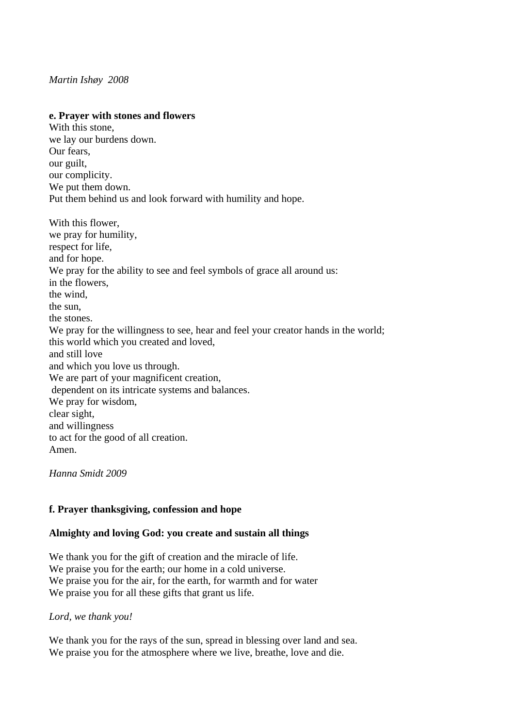*Martin Ishøy 2008*

**e. Prayer with stones and flowers**

With this stone,  
we lay our burdens down.  
Our fears,  
our guilt,  
our complicity.  
We put them down.  
Put them behind us and look forward with humility and hope.

With this flower,  
we pray for humility,  
respect for life,  
and for hope.  
We pray for the ability to see and feel symbols of grace all around us:  
in the flowers,  
the wind,  
the sun,  
the stones.  
We pray for the willingness to see, hear and feel your creator hands in the world;  
this world which you created and loved,  
and still love  
and which you love us through.  
We are part of your magnificent creation,  
dependent on its intricate systems and balances.  
We pray for wisdom,  
clear sight,  
and willingness  
to act for the good of all creation.  
Amen.

*Hanna Smidt 2009*

**f. Prayer thanksgiving, confession and hope**

**Almighty and loving God: you create and sustain all things**

We thank you for the gift of creation and the miracle of life.  
We praise you for the earth; our home in a cold universe.  
We praise you for the air, for the earth, for warmth and for water  
We praise you for all these gifts that grant us life.

*Lord, we thank you!*

We thank you for the rays of the sun, spread in blessing over land and sea.  
We praise you for the atmosphere where we live, breathe, love and die.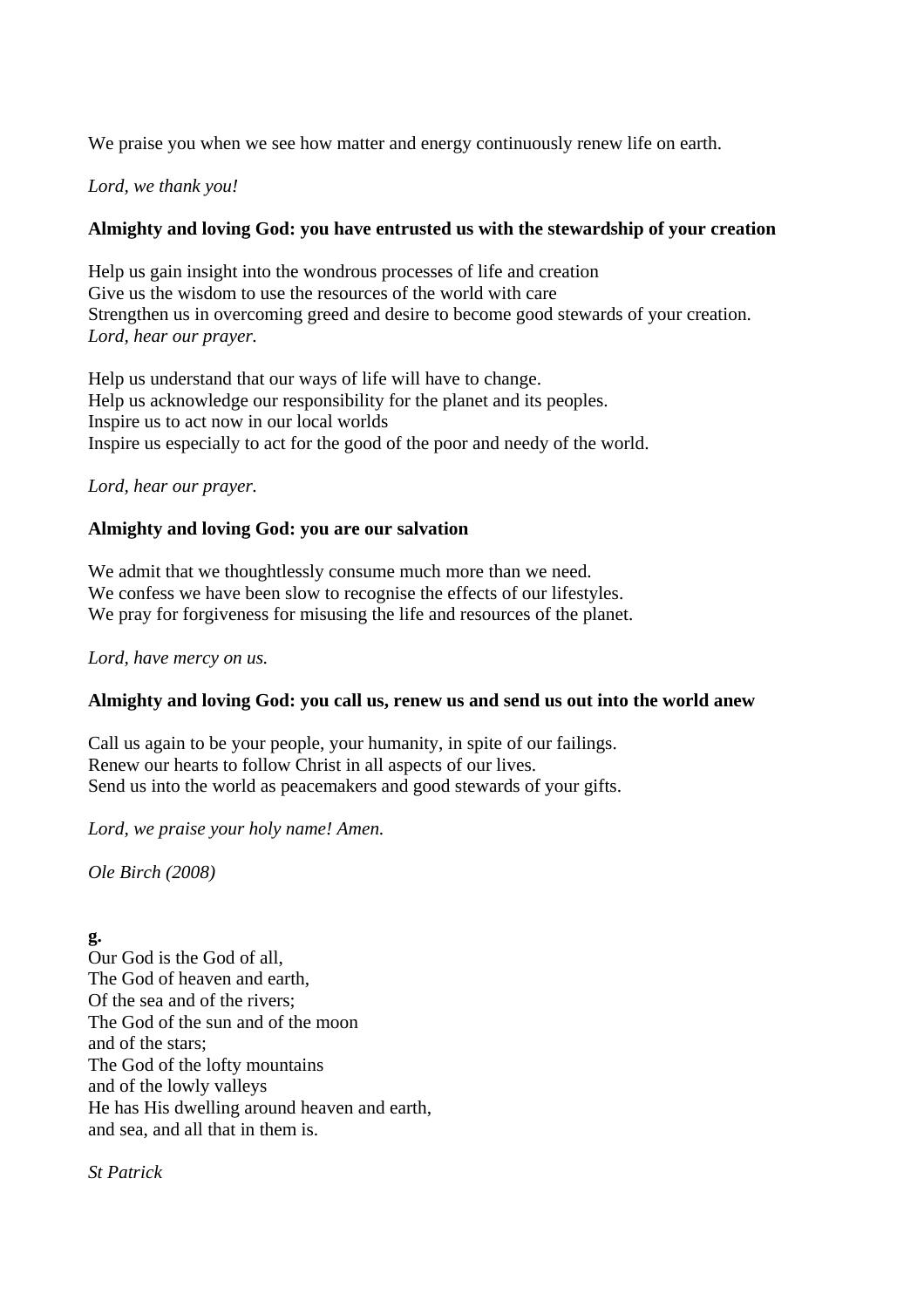We praise you when we see how matter and energy continuously renew life on earth.

*Lord, we thank you!*

**Almighty and loving God: you have entrusted us with the stewardship of your creation**

Help us gain insight into the wondrous processes of life and creation
Give us the wisdom to use the resources of the world with care
Strengthen us in overcoming greed and desire to become good stewards of your creation.
*Lord, hear our prayer.*

Help us understand that our ways of life will have to change.
Help us acknowledge our responsibility for the planet and its peoples.
Inspire us to act now in our local worlds
Inspire us especially to act for the good of the poor and needy of the world.

*Lord, hear our prayer.*

**Almighty and loving God: you are our salvation**

We admit that we thoughtlessly consume much more than we need.
We confess we have been slow to recognise the effects of our lifestyles.
We pray for forgiveness for misusing the life and resources of the planet.

*Lord, have mercy on us.*

**Almighty and loving God: you call us, renew us and send us out into the world anew**

Call us again to be your people, your humanity, in spite of our failings.
Renew our hearts to follow Christ in all aspects of our lives.
Send us into the world as peacemakers and good stewards of your gifts.

*Lord, we praise your holy name! Amen.*

*Ole Birch (2008)*

**g.**
Our God is the God of all,
The God of heaven and earth,
Of the sea and of the rivers;
The God of the sun and of the moon
and of the stars;
The God of the lofty mountains
and of the lowly valleys
He has His dwelling around heaven and earth,
and sea, and all that in them is.

*St Patrick*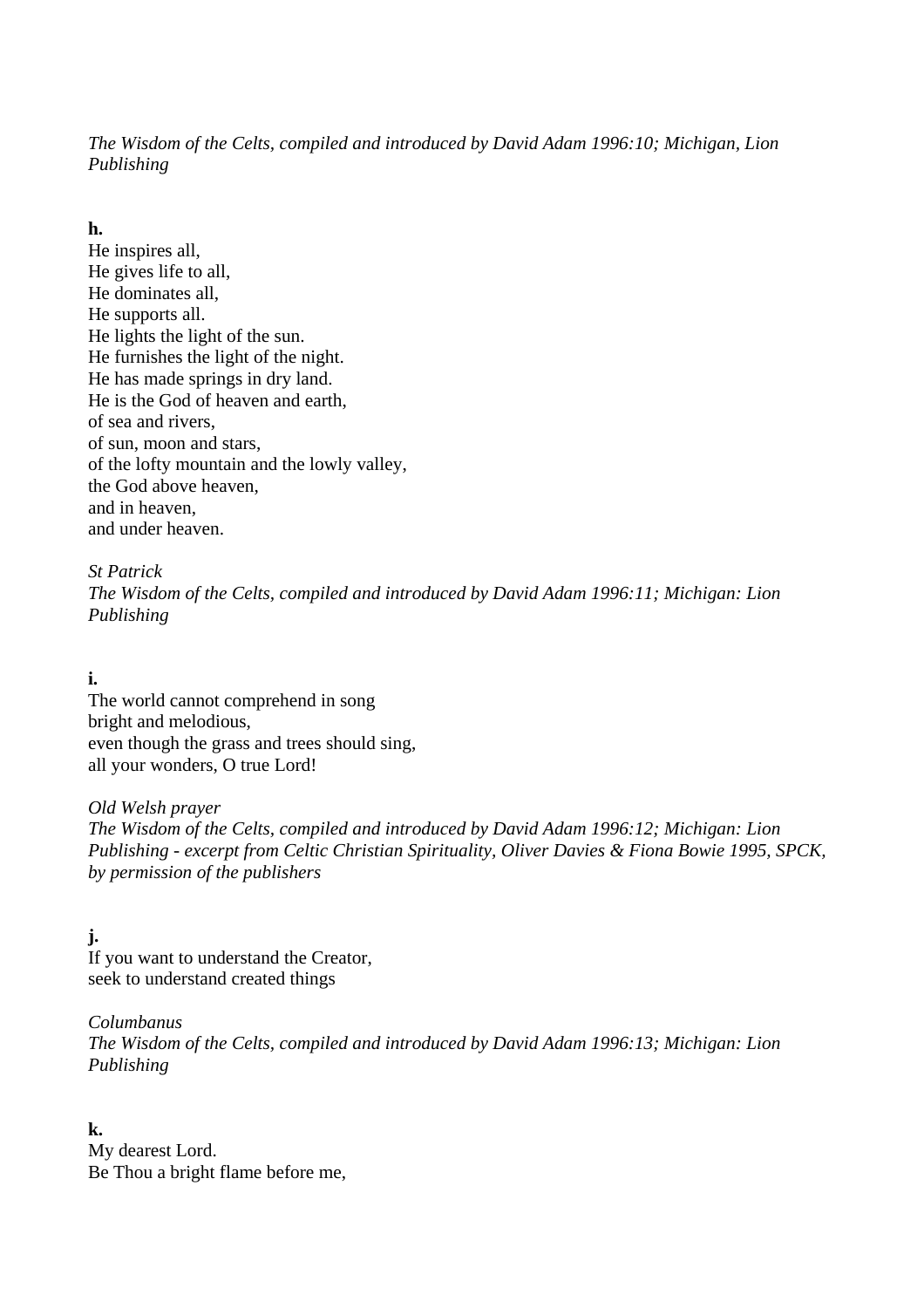*The Wisdom of the Celts, compiled and introduced by David Adam 1996:10; Michigan, Lion Publishing*

**h.**

He inspires all,
He gives life to all,
He dominates all,
He supports all.
He lights the light of the sun.
He furnishes the light of the night.
He has made springs in dry land.
He is the God of heaven and earth,
of sea and rivers,
of sun, moon and stars,
of the lofty mountain and the lowly valley,
the God above heaven,
and in heaven,
and under heaven.

*St Patrick*
*The Wisdom of the Celts, compiled and introduced by David Adam 1996:11; Michigan: Lion Publishing*

**i.**

The world cannot comprehend in song
bright and melodious,
even though the grass and trees should sing,
all your wonders, O true Lord!

*Old Welsh prayer*
*The Wisdom of the Celts, compiled and introduced by David Adam 1996:12; Michigan: Lion Publishing - excerpt from Celtic Christian Spirituality, Oliver Davies & Fiona Bowie 1995, SPCK, by permission of the publishers*

**j.**

If you want to understand the Creator,
seek to understand created things

*Columbanus*
*The Wisdom of the Celts, compiled and introduced by David Adam 1996:13; Michigan: Lion Publishing*

**k.**

My dearest Lord.
Be Thou a bright flame before me,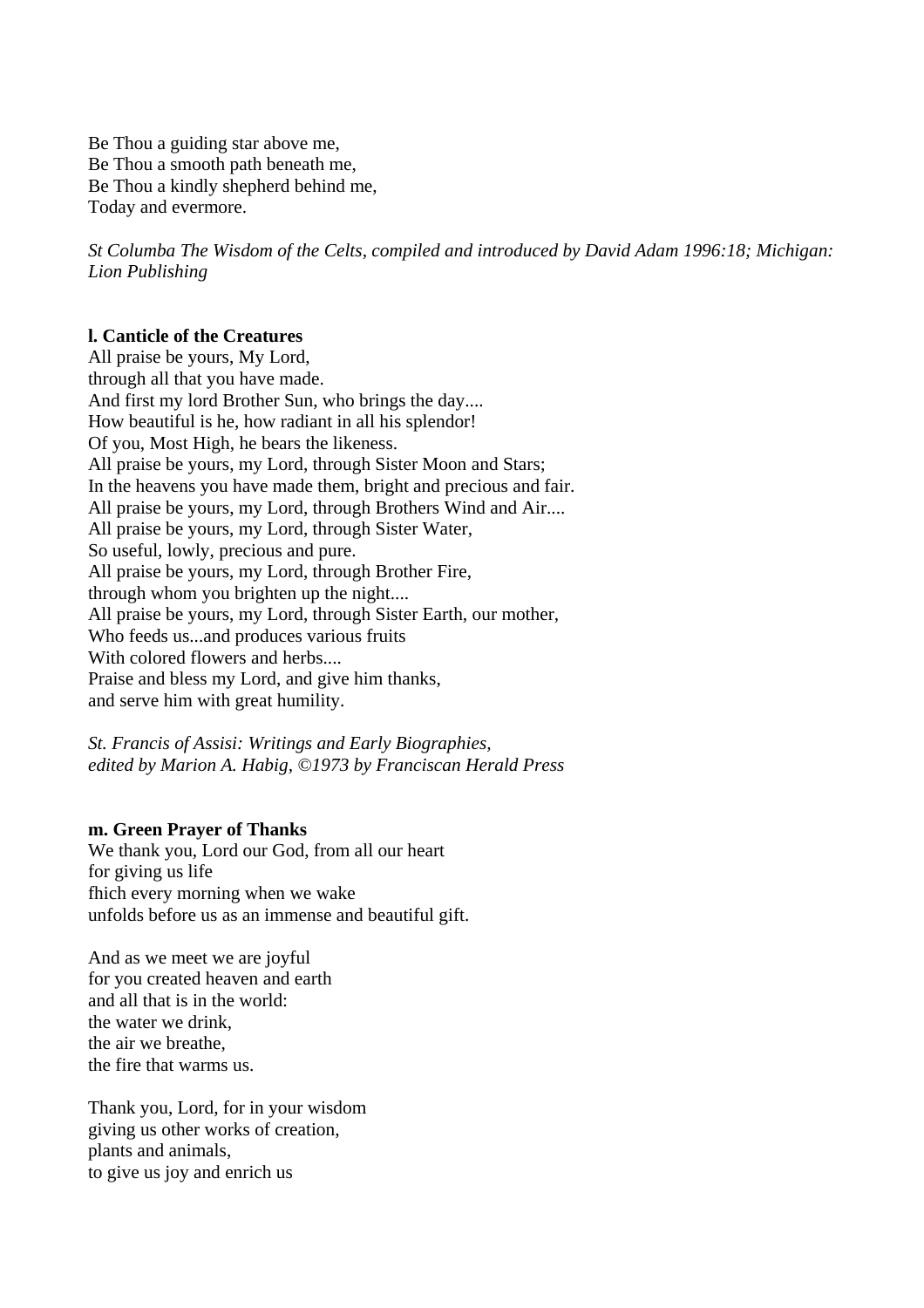Be Thou a guiding star above me,
Be Thou a smooth path beneath me,
Be Thou a kindly shepherd behind me,
Today and evermore.

*St Columba The Wisdom of the Celts, compiled and introduced by David Adam 1996:18; Michigan: Lion Publishing*

**l. Canticle of the Creatures**

All praise be yours, My Lord,
through all that you have made.
And first my lord Brother Sun, who brings the day....
How beautiful is he, how radiant in all his splendor!
Of you, Most High, he bears the likeness.
All praise be yours, my Lord, through Sister Moon and Stars;
In the heavens you have made them, bright and precious and fair.
All praise be yours, my Lord, through Brothers Wind and Air....
All praise be yours, my Lord, through Sister Water,
So useful, lowly, precious and pure.
All praise be yours, my Lord, through Brother Fire,
through whom you brighten up the night....
All praise be yours, my Lord, through Sister Earth, our mother,
Who feeds us...and produces various fruits
With colored flowers and herbs....
Praise and bless my Lord, and give him thanks,
and serve him with great humility.

*St. Francis of Assisi: Writings and Early Biographies,*
*edited by Marion A. Habig, ©1973 by Franciscan Herald Press*

**m. Green Prayer of Thanks**

We thank you, Lord our God, from all our heart
for giving us life
fhich every morning when we wake
unfolds before us as an immense and beautiful gift.

And as we meet we are joyful
for you created heaven and earth
and all that is in the world:
the water we drink,
the air we breathe,
the fire that warms us.

Thank you, Lord, for in your wisdom
giving us other works of creation,
plants and animals,
to give us joy and enrich us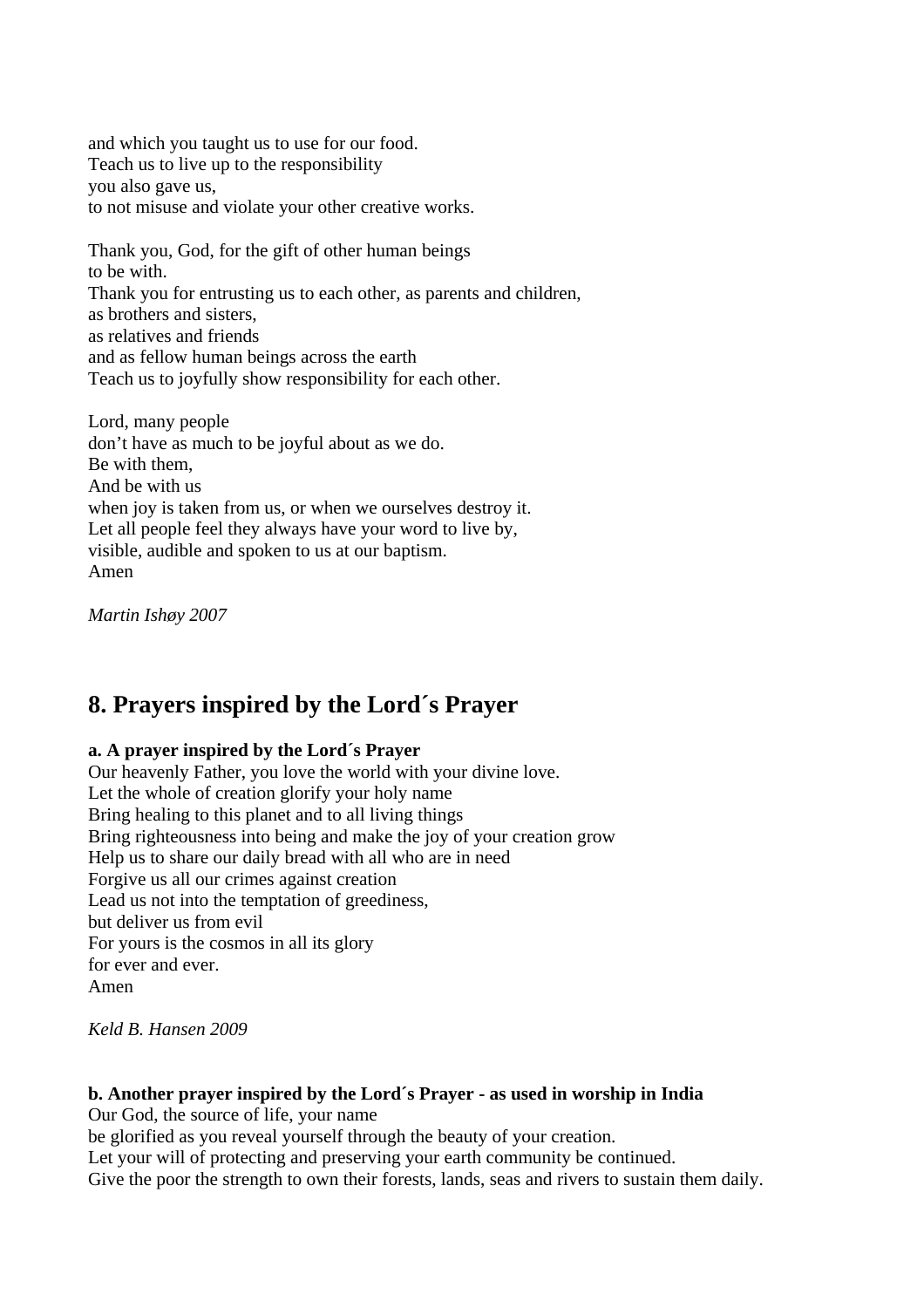and which you taught us to use for our food.
Teach us to live up to the responsibility
you also gave us,
to not misuse and violate your other creative works.

Thank you, God, for the gift of other human beings
to be with.
Thank you for entrusting us to each other, as parents and children,
as brothers and sisters,
as relatives and friends
and as fellow human beings across the earth
Teach us to joyfully show responsibility for each other.

Lord, many people
don't have as much to be joyful about as we do.
Be with them,
And be with us
when joy is taken from us, or when we ourselves destroy it.
Let all people feel they always have your word to live by,
visible, audible and spoken to us at our baptism.
Amen

*Martin Ishøy 2007*

## 8. Prayers inspired by the Lord´s Prayer

**a. A prayer inspired by the Lord´s Prayer**
Our heavenly Father, you love the world with your divine love.
Let the whole of creation glorify your holy name
Bring healing to this planet and to all living things
Bring righteousness into being and make the joy of your creation grow
Help us to share our daily bread with all who are in need
Forgive us all our crimes against creation
Lead us not into the temptation of greediness,
but deliver us from evil
For yours is the cosmos in all its glory
for ever and ever.
Amen

*Keld B. Hansen 2009*

**b. Another prayer inspired by the Lord´s Prayer - as used in worship in India**
Our God, the source of life, your name
be glorified as you reveal yourself through the beauty of your creation.
Let your will of protecting and preserving your earth community be continued.
Give the poor the strength to own their forests, lands, seas and rivers to sustain them daily.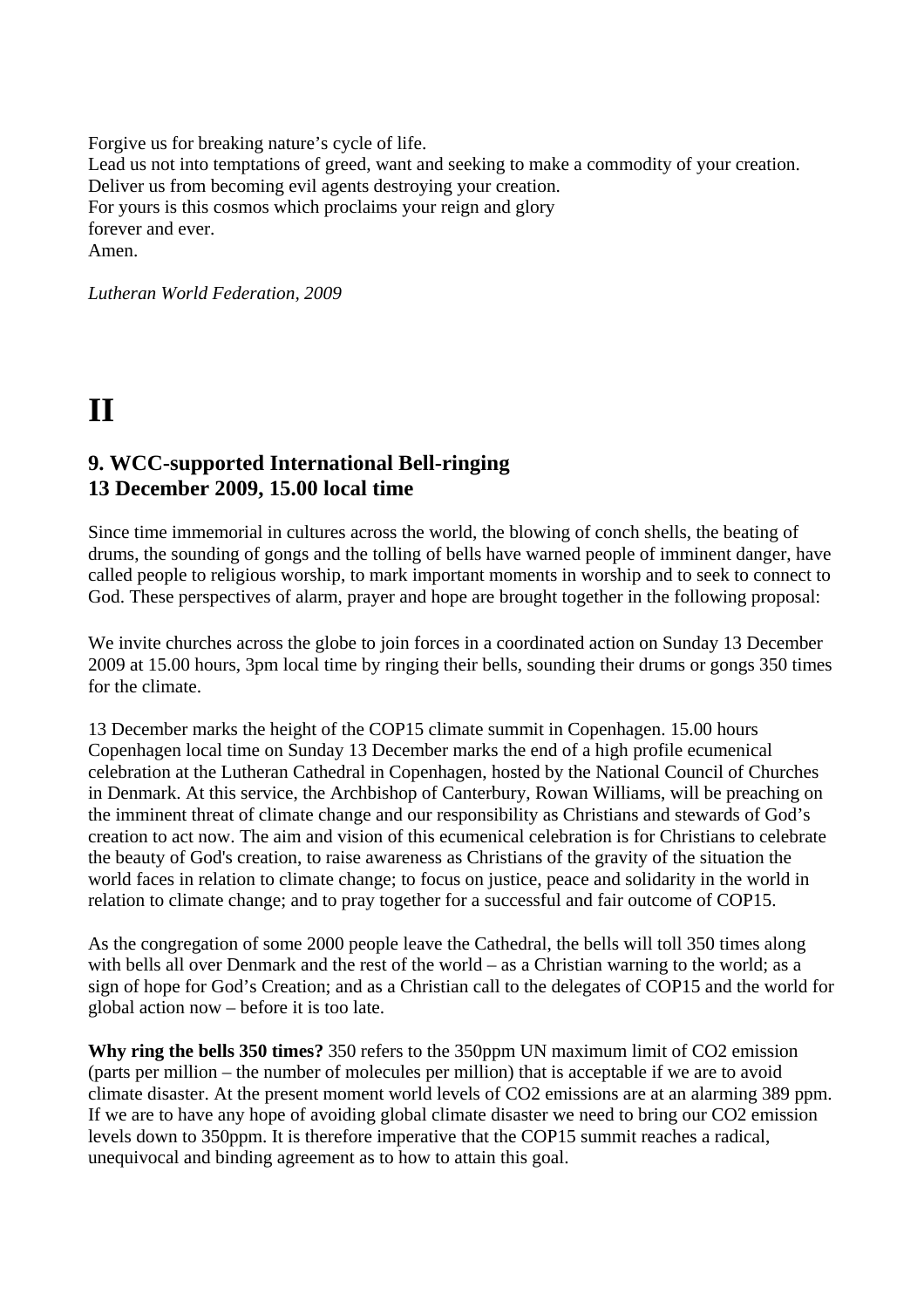Forgive us for breaking nature's cycle of life.
Lead us not into temptations of greed, want and seeking to make a commodity of your creation.
Deliver us from becoming evil agents destroying your creation.
For yours is this cosmos which proclaims your reign and glory
forever and ever.
Amen.

*Lutheran World Federation, 2009*

# II

## 9. WCC-supported International Bell-ringing
## 13 December 2009, 15.00 local time

Since time immemorial in cultures across the world, the blowing of conch shells, the beating of drums, the sounding of gongs and the tolling of bells have warned people of imminent danger, have called people to religious worship, to mark important moments in worship and to seek to connect to God. These perspectives of alarm, prayer and hope are brought together in the following proposal:

We invite churches across the globe to join forces in a coordinated action on Sunday 13 December 2009 at 15.00 hours, 3pm local time by ringing their bells, sounding their drums or gongs 350 times for the climate.

13 December marks the height of the COP15 climate summit in Copenhagen. 15.00 hours Copenhagen local time on Sunday 13 December marks the end of a high profile ecumenical celebration at the Lutheran Cathedral in Copenhagen, hosted by the National Council of Churches in Denmark. At this service, the Archbishop of Canterbury, Rowan Williams, will be preaching on the imminent threat of climate change and our responsibility as Christians and stewards of God's creation to act now. The aim and vision of this ecumenical celebration is for Christians to celebrate the beauty of God's creation, to raise awareness as Christians of the gravity of the situation the world faces in relation to climate change; to focus on justice, peace and solidarity in the world in relation to climate change; and to pray together for a successful and fair outcome of COP15.

As the congregation of some 2000 people leave the Cathedral, the bells will toll 350 times along with bells all over Denmark and the rest of the world – as a Christian warning to the world; as a sign of hope for God's Creation; and as a Christian call to the delegates of COP15 and the world for global action now – before it is too late.

**Why ring the bells 350 times?** 350 refers to the 350ppm UN maximum limit of $CO_2$ emission (parts per million – the number of molecules per million) that is acceptable if we are to avoid climate disaster. At the present moment world levels of $CO_2$ emissions are at an alarming 389 ppm. If we are to have any hope of avoiding global climate disaster we need to bring our $CO_2$ emission levels down to 350ppm. It is therefore imperative that the COP15 summit reaches a radical, unequivocal and binding agreement as to how to attain this goal.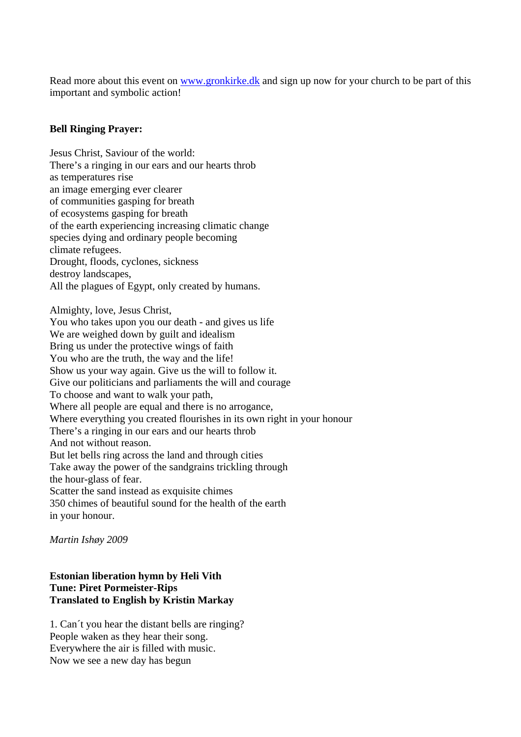Read more about this event on [www.gronkirke.dk](http://www.gronkirke.dk) and sign up now for your church to be part of this important and symbolic action!

**Bell Ringing Prayer:**

Jesus Christ, Saviour of the world:
There's a ringing in our ears and our hearts throb
as temperatures rise
an image emerging ever clearer
of communities gasping for breath
of ecosystems gasping for breath
of the earth experiencing increasing climatic change
species dying and ordinary people becoming
climate refugees.
Drought, floods, cyclones, sickness
destroy landscapes,
All the plagues of Egypt, only created by humans.

Almighty, love, Jesus Christ,
You who takes upon you our death - and gives us life
We are weighed down by guilt and idealism
Bring us under the protective wings of faith
You who are the truth, the way and the life!
Show us your way again. Give us the will to follow it.
Give our politicians and parliaments the will and courage
To choose and want to walk your path,
Where all people are equal and there is no arrogance,
Where everything you created flourishes in its own right in your honour
There's a ringing in our ears and our hearts throb
And not without reason.
But let bells ring across the land and through cities
Take away the power of the sandgrains trickling through
the hour-glass of fear.
Scatter the sand instead as exquisite chimes
350 chimes of beautiful sound for the health of the earth
in your honour.

*Martin Ishøy 2009*

**Estonian liberation hymn by Heli Vith**
**Tune: Piret Pormeister-Rips**
**Translated to English by Kristin Markay**

1. Can´t you hear the distant bells are ringing?
People waken as they hear their song.
Everywhere the air is filled with music.
Now we see a new day has begun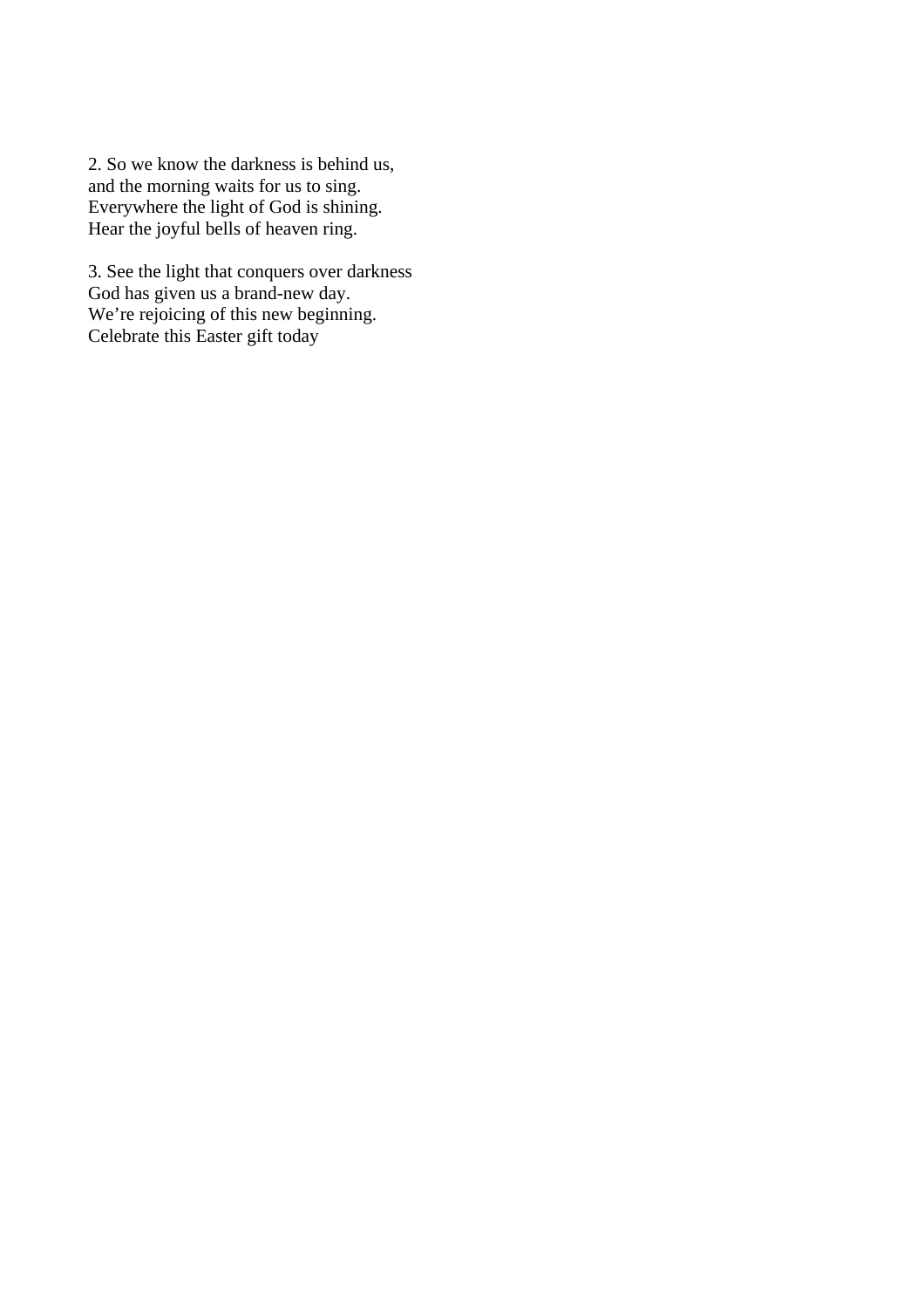2. So we know the darkness is behind us,  
and the morning waits for us to sing.  
Everywhere the light of God is shining.  
Hear the joyful bells of heaven ring.

3. See the light that conquers over darkness  
God has given us a brand-new day.  
We’re rejoicing of this new beginning.  
Celebrate this Easter gift today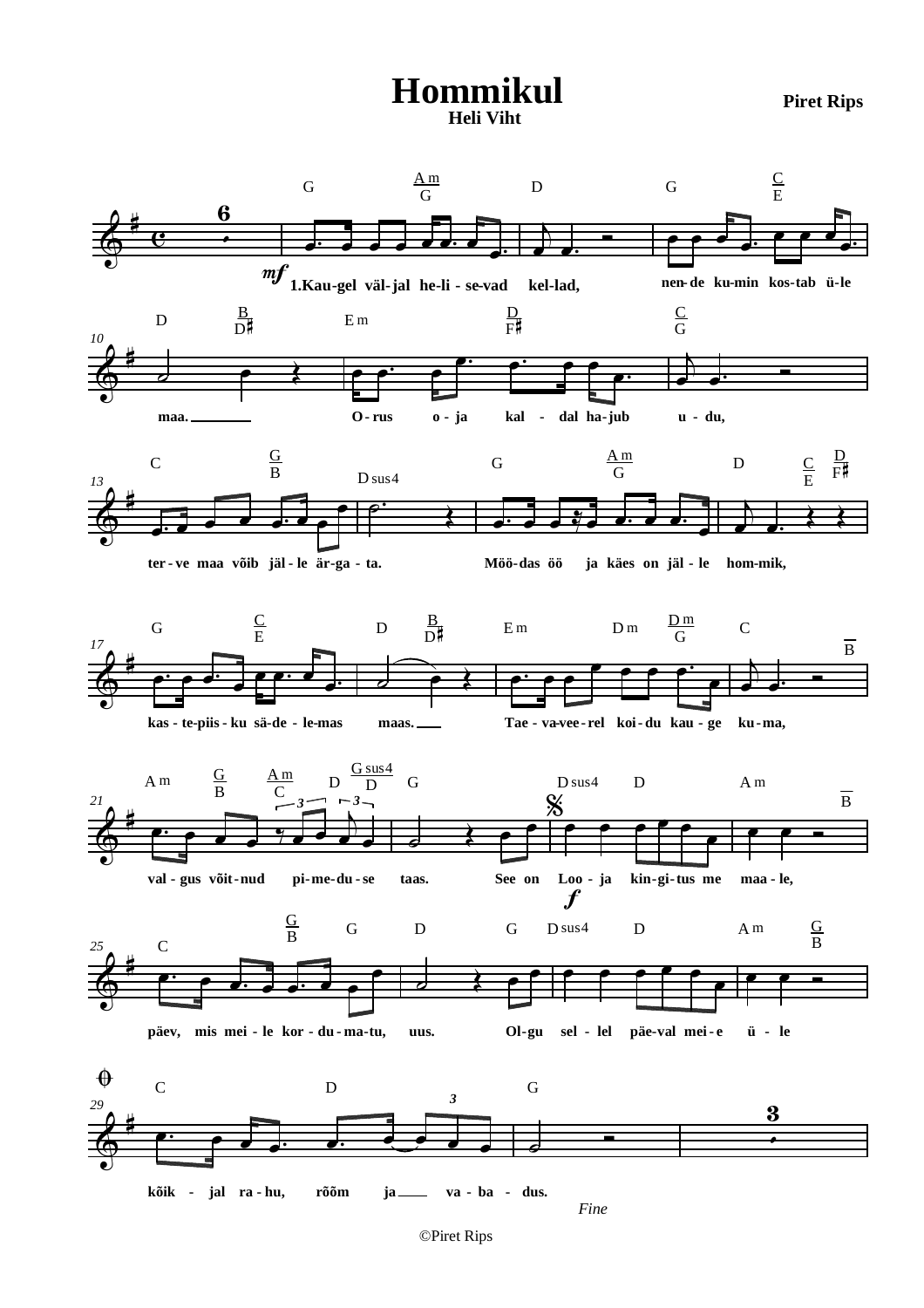# Hommikul

**Heli Viht**

**Piret Rips**

1.Kau-gel väl-jal he-li-se-vad kel-lad, nen-de ku-min kos-tab ü-le maa. O-rus o-ja kal-dal ha-jub u-du, ter-ve maa võib jäl-le är-ga-ta. Möö-das öö ja käes on jäl-le hom-mik, kas-te-piis-ku sä-de-le-mas maas. Tae-va-vee-rel koi-du kau-ge ku-ma, val-gus võit-nud pi-me-du-se taas. See on Loo-ja kin-gi-tus me maa-le, päev, mis mei-le kor-du-ma-tu, uus. Ol-gu sel-lel päe-val mei-e ü-le kõik-jal ra-hu, rõõm ja va-ba-dus.

*Fine*

©Piret Rips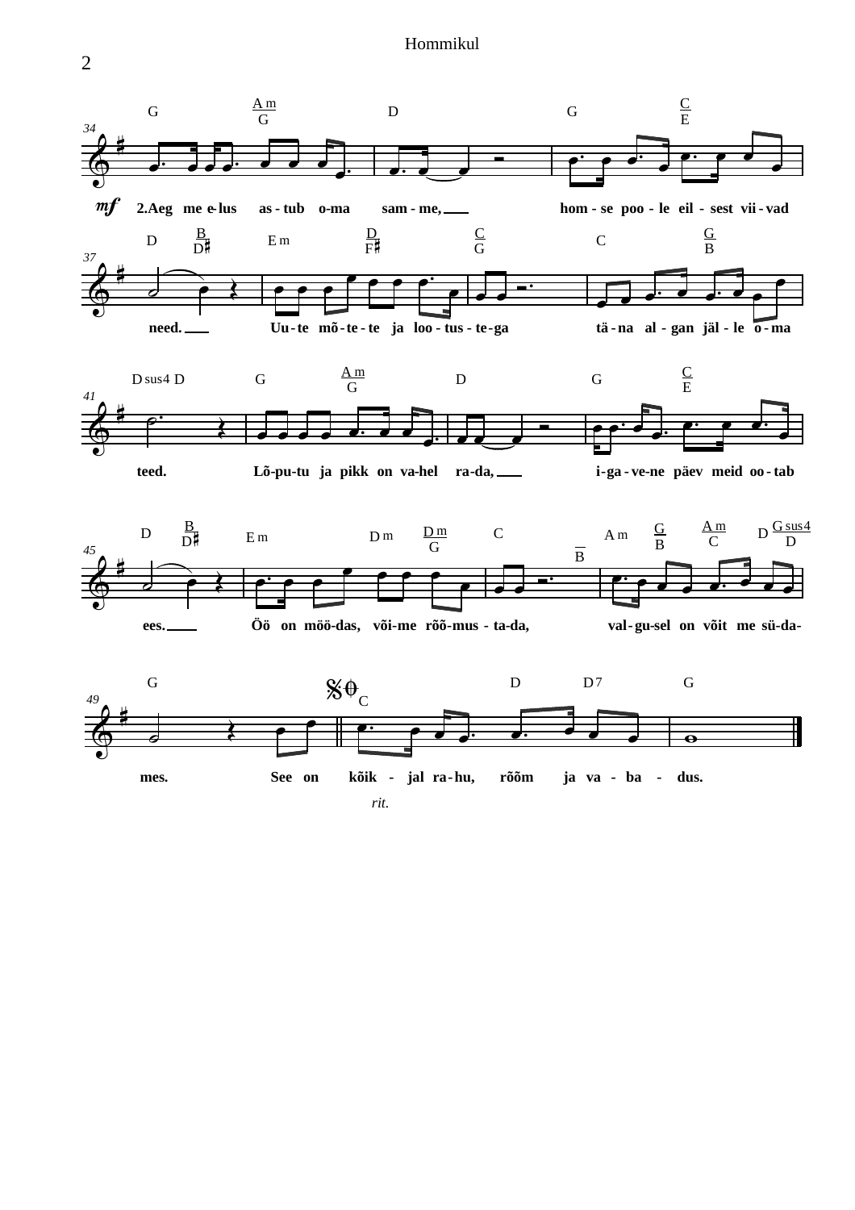# Hommikul

2.Aeg me elus astub oma samme, homse poole eilsest viivad need.

Uute mõtetega loodustega täna algan jälle oma teed.

Lõputu ja pikk on vahel rada, igavene päev meid ootab ees.

Öö on möödas, võime rõõmustada, valgusel on võit me südames.

See on kõik jal rahu, rõõm ja vabadus.

*rit.*